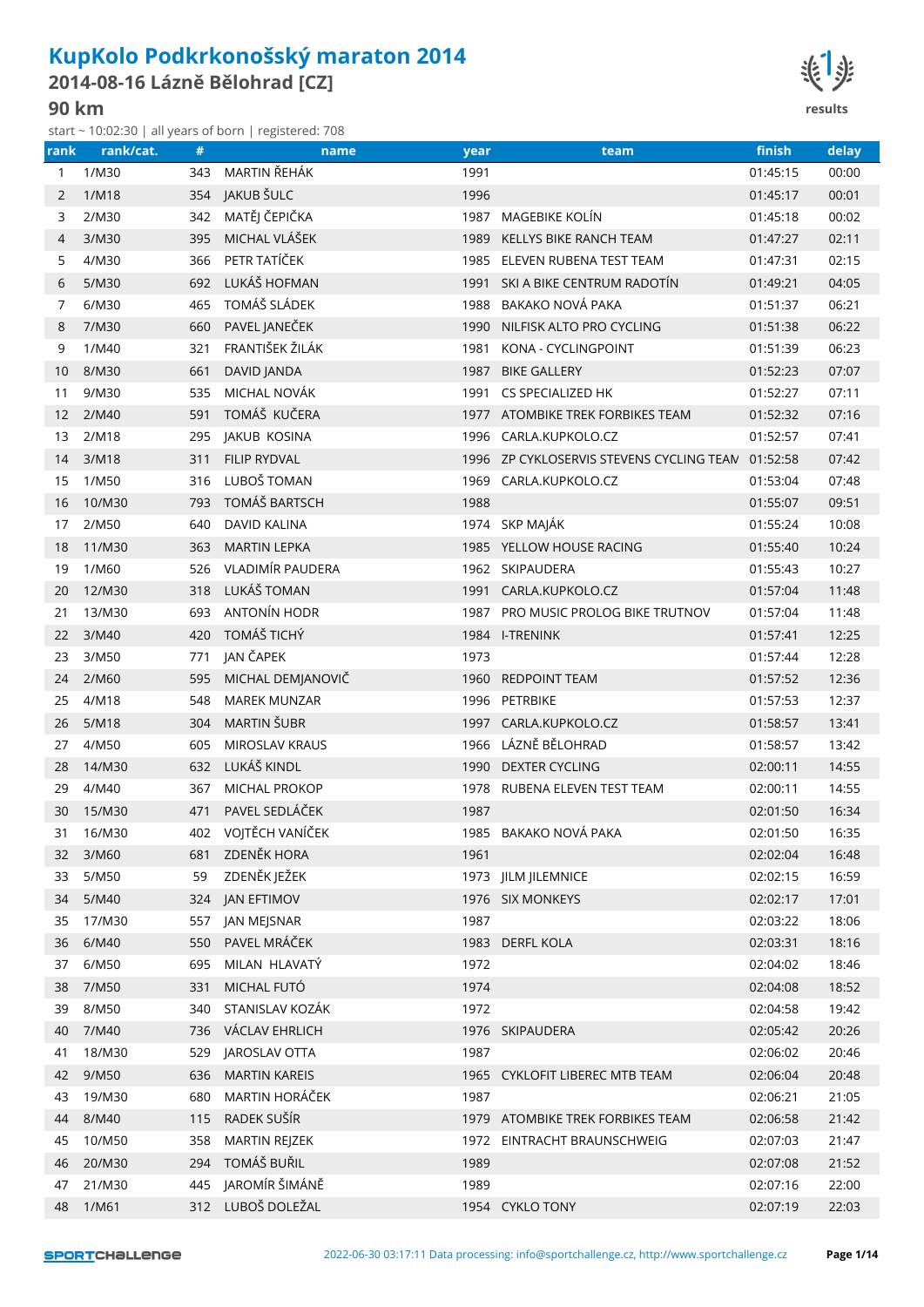# KupKolo Podkrkonošský maraton 2014

## 2014-08-16 Lázně Bělohrad [CZ]

## 90 km

start ~ 10:02:30 | all years of born | registered: 708

| rank | rank/cat. | # | name | year | team | finish | delay |
|---|---|---|---|---|---|---|---|
| 1 | 1/M30 | 343 | MARTIN ŘEHÁK | 1991 | | 01:45:15 | 00:00 |
| 2 | 1/M18 | 354 | JAKUB ŠULC | 1996 | | 01:45:17 | 00:01 |
| 3 | 2/M30 | 342 | MATĚJ ČEPIČKA | 1987 | MAGEBIKE KOLÍN | 01:45:18 | 00:02 |
| 4 | 3/M30 | 395 | MICHAL VLÁŠEK | 1989 | KELLYS BIKE RANCH TEAM | 01:47:27 | 02:11 |
| 5 | 4/M30 | 366 | PETR TATÍČEK | 1985 | ELEVEN RUBENA TEST TEAM | 01:47:31 | 02:15 |
| 6 | 5/M30 | 692 | LUKÁŠ HOFMAN | 1991 | SKI A BIKE CENTRUM RADOTÍN | 01:49:21 | 04:05 |
| 7 | 6/M30 | 465 | TOMÁŠ SLÁDEK | 1988 | BAKAKO NOVÁ PAKA | 01:51:37 | 06:21 |
| 8 | 7/M30 | 660 | PAVEL JANEČEK | 1990 | NILFISK ALTO PRO CYCLING | 01:51:38 | 06:22 |
| 9 | 1/M40 | 321 | FRANTIŠEK ŽILÁK | 1981 | KONA - CYCLINGPOINT | 01:51:39 | 06:23 |
| 10 | 8/M30 | 661 | DAVID JANDA | 1987 | BIKE GALLERY | 01:52:23 | 07:07 |
| 11 | 9/M30 | 535 | MICHAL NOVÁK | 1991 | CS SPECIALIZED HK | 01:52:27 | 07:11 |
| 12 | 2/M40 | 591 | TOMÁŠ KUČERA | 1977 | ATOMBIKE TREK FORBIKES TEAM | 01:52:32 | 07:16 |
| 13 | 2/M18 | 295 | JAKUB KOSINA | 1996 | CARLA.KUPKOLO.CZ | 01:52:57 | 07:41 |
| 14 | 3/M18 | 311 | FILIP RYDVAL | 1996 | ZP CYKLOSERVIS STEVENS CYCLING TEAM | 01:52:58 | 07:42 |
| 15 | 1/M50 | 316 | LUBOŠ TOMAN | 1969 | CARLA.KUPKOLO.CZ | 01:53:04 | 07:48 |
| 16 | 10/M30 | 793 | TOMÁŠ BARTSCH | 1988 | | 01:55:07 | 09:51 |
| 17 | 2/M50 | 640 | DAVID KALINA | 1974 | SKP MAJÁK | 01:55:24 | 10:08 |
| 18 | 11/M30 | 363 | MARTIN LEPKA | 1985 | YELLOW HOUSE RACING | 01:55:40 | 10:24 |
| 19 | 1/M60 | 526 | VLADIMÍR PAUDERA | 1962 | SKIPAUDERA | 01:55:43 | 10:27 |
| 20 | 12/M30 | 318 | LUKÁŠ TOMAN | 1991 | CARLA.KUPKOLO.CZ | 01:57:04 | 11:48 |
| 21 | 13/M30 | 693 | ANTONÍN HODR | 1987 | PRO MUSIC PROLOG BIKE TRUTNOV | 01:57:04 | 11:48 |
| 22 | 3/M40 | 420 | TOMÁŠ TICHÝ | 1984 | I-TRENINK | 01:57:41 | 12:25 |
| 23 | 3/M50 | 771 | JAN ČAPEK | 1973 | | 01:57:44 | 12:28 |
| 24 | 2/M60 | 595 | MICHAL DEMJANOVIČ | 1960 | REDPOINT TEAM | 01:57:52 | 12:36 |
| 25 | 4/M18 | 548 | MAREK MUNZAR | 1996 | PETRBIKE | 01:57:53 | 12:37 |
| 26 | 5/M18 | 304 | MARTIN ŠUBR | 1997 | CARLA.KUPKOLO.CZ | 01:58:57 | 13:41 |
| 27 | 4/M50 | 605 | MIROSLAV KRAUS | 1966 | LÁZNĚ BĚLOHRAD | 01:58:57 | 13:42 |
| 28 | 14/M30 | 632 | LUKÁŠ KINDL | 1990 | DEXTER CYCLING | 02:00:11 | 14:55 |
| 29 | 4/M40 | 367 | MICHAL PROKOP | 1978 | RUBENA ELEVEN TEST TEAM | 02:00:11 | 14:55 |
| 30 | 15/M30 | 471 | PAVEL SEDLÁČEK | 1987 | | 02:01:50 | 16:34 |
| 31 | 16/M30 | 402 | VOJTĚCH VANÍČEK | 1985 | BAKAKO NOVÁ PAKA | 02:01:50 | 16:35 |
| 32 | 3/M60 | 681 | ZDENĚK HORA | 1961 | | 02:02:04 | 16:48 |
| 33 | 5/M50 | 59 | ZDENĚK JEŽEK | 1973 | JILM JILEMNICE | 02:02:15 | 16:59 |
| 34 | 5/M40 | 324 | JAN EFTIMOV | 1976 | SIX MONKEYS | 02:02:17 | 17:01 |
| 35 | 17/M30 | 557 | JAN MEJSNAR | 1987 | | 02:03:22 | 18:06 |
| 36 | 6/M40 | 550 | PAVEL MRÁČEK | 1983 | DERFL KOLA | 02:03:31 | 18:16 |
| 37 | 6/M50 | 695 | MILAN HLAVATÝ | 1972 | | 02:04:02 | 18:46 |
| 38 | 7/M50 | 331 | MICHAL FUTÓ | 1974 | | 02:04:08 | 18:52 |
| 39 | 8/M50 | 340 | STANISLAV KOZÁK | 1972 | | 02:04:58 | 19:42 |
| 40 | 7/M40 | 736 | VÁCLAV EHRLICH | 1976 | SKIPAUDERA | 02:05:42 | 20:26 |
| 41 | 18/M30 | 529 | JAROSLAV OTTA | 1987 | | 02:06:02 | 20:46 |
| 42 | 9/M50 | 636 | MARTIN KAREIS | 1965 | CYKLOFIT LIBEREC MTB TEAM | 02:06:04 | 20:48 |
| 43 | 19/M30 | 680 | MARTIN HORÁČEK | 1987 | | 02:06:21 | 21:05 |
| 44 | 8/M40 | 115 | RADEK SUŠÍR | 1979 | ATOMBIKE TREK FORBIKES TEAM | 02:06:58 | 21:42 |
| 45 | 10/M50 | 358 | MARTIN REJZEK | 1972 | EINTRACHT BRAUNSCHWEIG | 02:07:03 | 21:47 |
| 46 | 20/M30 | 294 | TOMÁŠ BUŘIL | 1989 | | 02:07:08 | 21:52 |
| 47 | 21/M30 | 445 | JAROMÍR ŠIMÁNĚ | 1989 | | 02:07:16 | 22:00 |
| 48 | 1/M61 | 312 | LUBOŠ DOLEŽAL | 1954 | CYKLO TONY | 02:07:19 | 22:03 |

2022-06-30 03:17:11 Data processing: info@sportchallenge.cz, http://www.sportchallenge.cz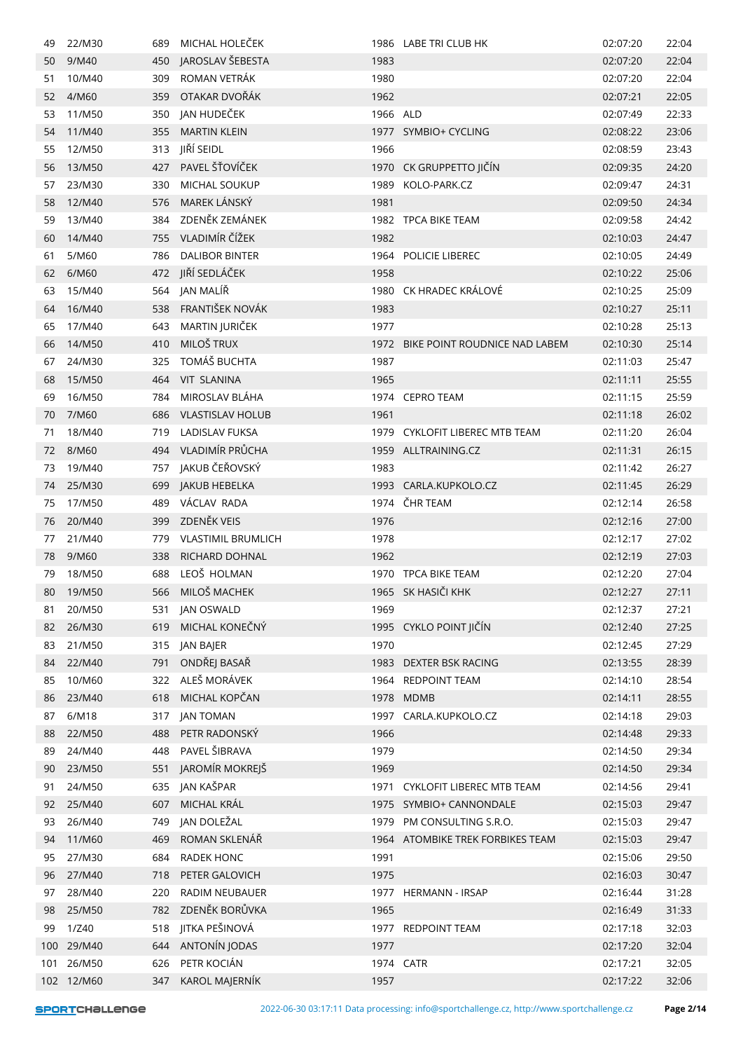| | | | | | | | |
|---|---|---|---|---|---|---|---|
| 49 | 22/M30 | 689 | MICHAL HOLEČEK | 1986 | LABE TRI CLUB HK | 02:07:20 | 22:04 |
| 50 | 9/M40 | 450 | JAROSLAV ŠEBESTA | 1983 | | 02:07:20 | 22:04 |
| 51 | 10/M40 | 309 | ROMAN VETRÁK | 1980 | | 02:07:20 | 22:04 |
| 52 | 4/M60 | 359 | OTAKAR DVOŘÁK | 1962 | | 02:07:21 | 22:05 |
| 53 | 11/M50 | 350 | JAN HUDEČEK | 1966 | ALD | 02:07:49 | 22:33 |
| 54 | 11/M40 | 355 | MARTIN KLEIN | 1977 | SYMBIO+ CYCLING | 02:08:22 | 23:06 |
| 55 | 12/M50 | 313 | JIŘÍ SEIDL | 1966 | | 02:08:59 | 23:43 |
| 56 | 13/M50 | 427 | PAVEL ŠŤOVÍČEK | 1970 | CK GRUPPETTO JIČÍN | 02:09:35 | 24:20 |
| 57 | 23/M30 | 330 | MICHAL SOUKUP | 1989 | KOLO-PARK.CZ | 02:09:47 | 24:31 |
| 58 | 12/M40 | 576 | MAREK LÁNSKÝ | 1981 | | 02:09:50 | 24:34 |
| 59 | 13/M40 | 384 | ZDENĚK ZEMÁNEK | 1982 | TPCA BIKE TEAM | 02:09:58 | 24:42 |
| 60 | 14/M40 | 755 | VLADIMÍR ČÍŽEK | 1982 | | 02:10:03 | 24:47 |
| 61 | 5/M60 | 786 | DALIBOR BINTER | 1964 | POLICIE LIBEREC | 02:10:05 | 24:49 |
| 62 | 6/M60 | 472 | JIŘÍ SEDLÁČEK | 1958 | | 02:10:22 | 25:06 |
| 63 | 15/M40 | 564 | JAN MALÍŘ | 1980 | CK HRADEC KRÁLOVÉ | 02:10:25 | 25:09 |
| 64 | 16/M40 | 538 | FRANTIŠEK NOVÁK | 1983 | | 02:10:27 | 25:11 |
| 65 | 17/M40 | 643 | MARTIN JURIČEK | 1977 | | 02:10:28 | 25:13 |
| 66 | 14/M50 | 410 | MILOŠ TRUX | 1972 | BIKE POINT ROUDNICE NAD LABEM | 02:10:30 | 25:14 |
| 67 | 24/M30 | 325 | TOMÁŠ BUCHTA | 1987 | | 02:11:03 | 25:47 |
| 68 | 15/M50 | 464 | VIT SLANINA | 1965 | | 02:11:11 | 25:55 |
| 69 | 16/M50 | 784 | MIROSLAV BLÁHA | 1974 | CEPRO TEAM | 02:11:15 | 25:59 |
| 70 | 7/M60 | 686 | VLASTISLAV HOLUB | 1961 | | 02:11:18 | 26:02 |
| 71 | 18/M40 | 719 | LADISLAV FUKSA | 1979 | CYKLOFIT LIBEREC MTB TEAM | 02:11:20 | 26:04 |
| 72 | 8/M60 | 494 | VLADIMÍR PRŮCHA | 1959 | ALLTRAINING.CZ | 02:11:31 | 26:15 |
| 73 | 19/M40 | 757 | JAKUB ČEŘOVSKÝ | 1983 | | 02:11:42 | 26:27 |
| 74 | 25/M30 | 699 | JAKUB HEBELKA | 1993 | CARLA.KUPKOLO.CZ | 02:11:45 | 26:29 |
| 75 | 17/M50 | 489 | VÁCLAV RADA | 1974 | ČHR TEAM | 02:12:14 | 26:58 |
| 76 | 20/M40 | 399 | ZDENĚK VEIS | 1976 | | 02:12:16 | 27:00 |
| 77 | 21/M40 | 779 | VLASTIMIL BRUMLICH | 1978 | | 02:12:17 | 27:02 |
| 78 | 9/M60 | 338 | RICHARD DOHNAL | 1962 | | 02:12:19 | 27:03 |
| 79 | 18/M50 | 688 | LEOŠ HOLMAN | 1970 | TPCA BIKE TEAM | 02:12:20 | 27:04 |
| 80 | 19/M50 | 566 | MILOŠ MACHEK | 1965 | SK HASIČI KHK | 02:12:27 | 27:11 |
| 81 | 20/M50 | 531 | JAN OSWALD | 1969 | | 02:12:37 | 27:21 |
| 82 | 26/M30 | 619 | MICHAL KONEČNÝ | 1995 | CYKLO POINT JIČÍN | 02:12:40 | 27:25 |
| 83 | 21/M50 | 315 | JAN BAJER | 1970 | | 02:12:45 | 27:29 |
| 84 | 22/M40 | 791 | ONDŘEJ BASAŘ | 1983 | DEXTER BSK RACING | 02:13:55 | 28:39 |
| 85 | 10/M60 | 322 | ALEŠ MORÁVEK | 1964 | REDPOINT TEAM | 02:14:10 | 28:54 |
| 86 | 23/M40 | 618 | MICHAL KOPČAN | 1978 | MDMB | 02:14:11 | 28:55 |
| 87 | 6/M18 | 317 | JAN TOMAN | 1997 | CARLA.KUPKOLO.CZ | 02:14:18 | 29:03 |
| 88 | 22/M50 | 488 | PETR RADONSKÝ | 1966 | | 02:14:48 | 29:33 |
| 89 | 24/M40 | 448 | PAVEL ŠIBRAVA | 1979 | | 02:14:50 | 29:34 |
| 90 | 23/M50 | 551 | JAROMÍR MOKREJŠ | 1969 | | 02:14:50 | 29:34 |
| 91 | 24/M50 | 635 | JAN KAŠPAR | 1971 | CYKLOFIT LIBEREC MTB TEAM | 02:14:56 | 29:41 |
| 92 | 25/M40 | 607 | MICHAL KRÁL | 1975 | SYMBIO+ CANNONDALE | 02:15:03 | 29:47 |
| 93 | 26/M40 | 749 | JAN DOLEŽAL | 1979 | PM CONSULTING S.R.O. | 02:15:03 | 29:47 |
| 94 | 11/M60 | 469 | ROMAN SKLENÁŘ | 1964 | ATOMBIKE TREK FORBIKES TEAM | 02:15:03 | 29:47 |
| 95 | 27/M30 | 684 | RADEK HONC | 1991 | | 02:15:06 | 29:50 |
| 96 | 27/M40 | 718 | PETER GALOVICH | 1975 | | 02:16:03 | 30:47 |
| 97 | 28/M40 | 220 | RADIM NEUBAUER | 1977 | HERMANN - IRSAP | 02:16:44 | 31:28 |
| 98 | 25/M50 | 782 | ZDENĚK BORŮVKA | 1965 | | 02:16:49 | 31:33 |
| 99 | 1/Z40 | 518 | JITKA PEŠINOVÁ | 1977 | REDPOINT TEAM | 02:17:18 | 32:03 |
| 100 | 29/M40 | 644 | ANTONÍN JODAS | 1977 | | 02:17:20 | 32:04 |
| 101 | 26/M50 | 626 | PETR KOCIÁN | 1974 | CATR | 02:17:21 | 32:05 |
| 102 | 12/M60 | 347 | KAROL MAJERNÍK | 1957 | | 02:17:22 | 32:06 |

2022-06-30 03:17:11 Data processing: info@sportchallenge.cz, http://www.sportchallenge.cz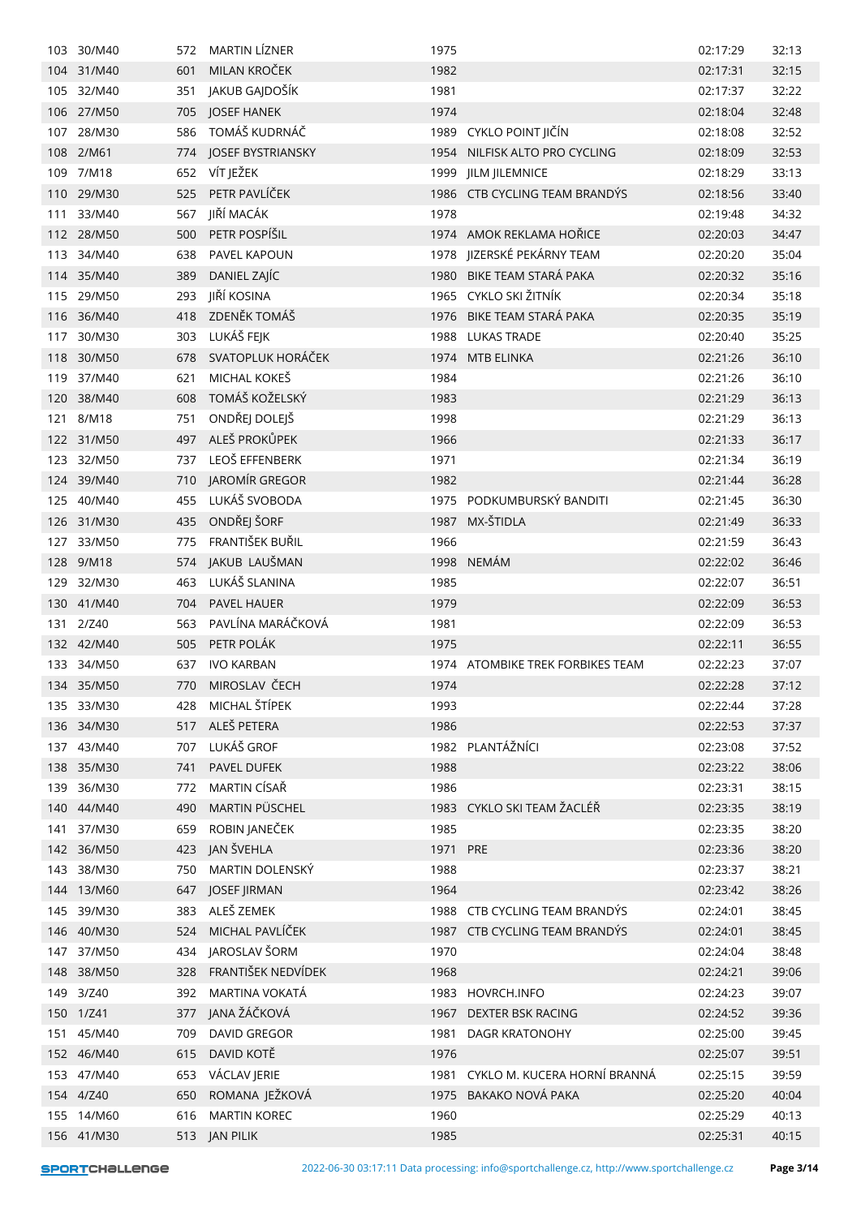| | | | | | | | |
|---|---|---|---|---|---|---|---|
| 103 | 30/M40 | 572 | MARTIN LÍZNER | 1975 | | 02:17:29 | 32:13 |
| 104 | 31/M40 | 601 | MILAN KROČEK | 1982 | | 02:17:31 | 32:15 |
| 105 | 32/M40 | 351 | JAKUB GAJDOŠÍK | 1981 | | 02:17:37 | 32:22 |
| 106 | 27/M50 | 705 | JOSEF HANEK | 1974 | | 02:18:04 | 32:48 |
| 107 | 28/M30 | 586 | TOMÁŠ KUDRNÁČ | 1989 | CYKLO POINT JIČÍN | 02:18:08 | 32:52 |
| 108 | 2/M61 | 774 | JOSEF BYSTRIANSKY | 1954 | NILFISK ALTO PRO CYCLING | 02:18:09 | 32:53 |
| 109 | 7/M18 | 652 | VÍT JEŽEK | 1999 | JILM JILEMNICE | 02:18:29 | 33:13 |
| 110 | 29/M30 | 525 | PETR PAVLÍČEK | 1986 | CTB CYCLING TEAM BRANDÝS | 02:18:56 | 33:40 |
| 111 | 33/M40 | 567 | JIŘÍ MACÁK | 1978 | | 02:19:48 | 34:32 |
| 112 | 28/M50 | 500 | PETR POSPÍŠIL | 1974 | AMOK REKLAMA HOŘICE | 02:20:03 | 34:47 |
| 113 | 34/M40 | 638 | PAVEL KAPOUN | 1978 | JIZERSKÉ PEKÁRNY TEAM | 02:20:20 | 35:04 |
| 114 | 35/M40 | 389 | DANIEL ZAJÍC | 1980 | BIKE TEAM STARÁ PAKA | 02:20:32 | 35:16 |
| 115 | 29/M50 | 293 | JIŘÍ KOSINA | 1965 | CYKLO SKI ŽITNÍK | 02:20:34 | 35:18 |
| 116 | 36/M40 | 418 | ZDENĚK TOMÁŠ | 1976 | BIKE TEAM STARÁ PAKA | 02:20:35 | 35:19 |
| 117 | 30/M30 | 303 | LUKÁŠ FEJK | 1988 | LUKAS TRADE | 02:20:40 | 35:25 |
| 118 | 30/M50 | 678 | SVATOPLUK HORÁČEK | 1974 | MTB ELINKA | 02:21:26 | 36:10 |
| 119 | 37/M40 | 621 | MICHAL KOKEŠ | 1984 | | 02:21:26 | 36:10 |
| 120 | 38/M40 | 608 | TOMÁŠ KOŽELSKÝ | 1983 | | 02:21:29 | 36:13 |
| 121 | 8/M18 | 751 | ONDŘEJ DOLEJŠ | 1998 | | 02:21:29 | 36:13 |
| 122 | 31/M50 | 497 | ALEŠ PROKŮPEK | 1966 | | 02:21:33 | 36:17 |
| 123 | 32/M50 | 737 | LEOŠ EFFENBERK | 1971 | | 02:21:34 | 36:19 |
| 124 | 39/M40 | 710 | JAROMÍR GREGOR | 1982 | | 02:21:44 | 36:28 |
| 125 | 40/M40 | 455 | LUKÁŠ SVOBODA | 1975 | PODKUMBURSKÝ BANDITI | 02:21:45 | 36:30 |
| 126 | 31/M30 | 435 | ONDŘEJ ŠORF | 1987 | MX-ŠTIDLA | 02:21:49 | 36:33 |
| 127 | 33/M50 | 775 | FRANTIŠEK BUŘIL | 1966 | | 02:21:59 | 36:43 |
| 128 | 9/M18 | 574 | JAKUB LAUŠMAN | 1998 | NEMÁM | 02:22:02 | 36:46 |
| 129 | 32/M30 | 463 | LUKÁŠ SLANINA | 1985 | | 02:22:07 | 36:51 |
| 130 | 41/M40 | 704 | PAVEL HAUER | 1979 | | 02:22:09 | 36:53 |
| 131 | 2/Z40 | 563 | PAVLÍNA MARÁČKOVÁ | 1981 | | 02:22:09 | 36:53 |
| 132 | 42/M40 | 505 | PETR POLÁK | 1975 | | 02:22:11 | 36:55 |
| 133 | 34/M50 | 637 | IVO KARBAN | 1974 | ATOMBIKE TREK FORBIKES TEAM | 02:22:23 | 37:07 |
| 134 | 35/M50 | 770 | MIROSLAV ČECH | 1974 | | 02:22:28 | 37:12 |
| 135 | 33/M30 | 428 | MICHAL ŠTÍPEK | 1993 | | 02:22:44 | 37:28 |
| 136 | 34/M30 | 517 | ALEŠ PETERA | 1986 | | 02:22:53 | 37:37 |
| 137 | 43/M40 | 707 | LUKÁŠ GROF | 1982 | PLANTÁŽNÍCI | 02:23:08 | 37:52 |
| 138 | 35/M30 | 741 | PAVEL DUFEK | 1988 | | 02:23:22 | 38:06 |
| 139 | 36/M30 | 772 | MARTIN CÍSAŘ | 1986 | | 02:23:31 | 38:15 |
| 140 | 44/M40 | 490 | MARTIN PÜSCHEL | 1983 | CYKLO SKI TEAM ŽACLÉŘ | 02:23:35 | 38:19 |
| 141 | 37/M30 | 659 | ROBIN JANEČEK | 1985 | | 02:23:35 | 38:20 |
| 142 | 36/M50 | 423 | JAN ŠVEHLA | 1971 | PRE | 02:23:36 | 38:20 |
| 143 | 38/M30 | 750 | MARTIN DOLENSKÝ | 1988 | | 02:23:37 | 38:21 |
| 144 | 13/M60 | 647 | JOSEF JIRMAN | 1964 | | 02:23:42 | 38:26 |
| 145 | 39/M30 | 383 | ALEŠ ZEMEK | 1988 | CTB CYCLING TEAM BRANDÝS | 02:24:01 | 38:45 |
| 146 | 40/M30 | 524 | MICHAL PAVLÍČEK | 1987 | CTB CYCLING TEAM BRANDÝS | 02:24:01 | 38:45 |
| 147 | 37/M50 | 434 | JAROSLAV ŠORM | 1970 | | 02:24:04 | 38:48 |
| 148 | 38/M50 | 328 | FRANTIŠEK NEDVÍDEK | 1968 | | 02:24:21 | 39:06 |
| 149 | 3/Z40 | 392 | MARTINA VOKATÁ | 1983 | HOVRCH.INFO | 02:24:23 | 39:07 |
| 150 | 1/Z41 | 377 | JANA ŽÁČKOVÁ | 1967 | DEXTER BSK RACING | 02:24:52 | 39:36 |
| 151 | 45/M40 | 709 | DAVID GREGOR | 1981 | DAGR KRATONOHY | 02:25:00 | 39:45 |
| 152 | 46/M40 | 615 | DAVID KOTĚ | 1976 | | 02:25:07 | 39:51 |
| 153 | 47/M40 | 653 | VÁCLAV JERIE | 1981 | CYKLO M. KUCERA HORNÍ BRANNÁ | 02:25:15 | 39:59 |
| 154 | 4/Z40 | 650 | ROMANA JEŽKOVÁ | 1975 | BAKAKO NOVÁ PAKA | 02:25:20 | 40:04 |
| 155 | 14/M60 | 616 | MARTIN KOREC | 1960 | | 02:25:29 | 40:13 |
| 156 | 41/M30 | 513 | JAN PILIK | 1985 | | 02:25:31 | 40:15 |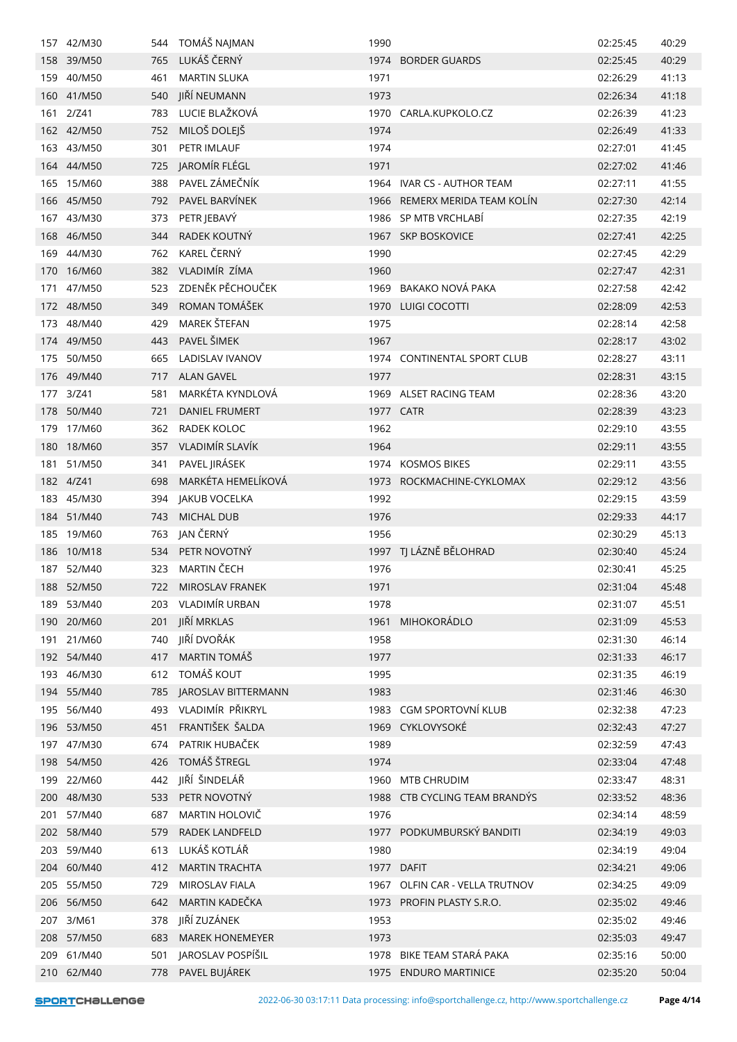| | | | | | | | |
|---|---|---|---|---|---|---|---|
| 157 | 42/M30 | 544 | TOMÁŠ NAJMAN | 1990 | | 02:25:45 | 40:29 |
| 158 | 39/M50 | 765 | LUKÁŠ ČERNÝ | 1974 | BORDER GUARDS | 02:25:45 | 40:29 |
| 159 | 40/M50 | 461 | MARTIN SLUKA | 1971 | | 02:26:29 | 41:13 |
| 160 | 41/M50 | 540 | JIŘÍ NEUMANN | 1973 | | 02:26:34 | 41:18 |
| 161 | 2/Z41 | 783 | LUCIE BLAŽKOVÁ | 1970 | CARLA.KUPKOLO.CZ | 02:26:39 | 41:23 |
| 162 | 42/M50 | 752 | MILOŠ DOLEJŠ | 1974 | | 02:26:49 | 41:33 |
| 163 | 43/M50 | 301 | PETR IMLAUF | 1974 | | 02:27:01 | 41:45 |
| 164 | 44/M50 | 725 | JAROMÍR FLÉGL | 1971 | | 02:27:02 | 41:46 |
| 165 | 15/M60 | 388 | PAVEL ZÁMEČNÍK | 1964 | IVAR CS - AUTHOR TEAM | 02:27:11 | 41:55 |
| 166 | 45/M50 | 792 | PAVEL BARVÍNEK | 1966 | REMERX MERIDA TEAM KOLÍN | 02:27:30 | 42:14 |
| 167 | 43/M30 | 373 | PETR JEBAVÝ | 1986 | SP MTB VRCHLABÍ | 02:27:35 | 42:19 |
| 168 | 46/M50 | 344 | RADEK KOUTNÝ | 1967 | SKP BOSKOVICE | 02:27:41 | 42:25 |
| 169 | 44/M30 | 762 | KAREL ČERNÝ | 1990 | | 02:27:45 | 42:29 |
| 170 | 16/M60 | 382 | VLADIMÍR ZÍMA | 1960 | | 02:27:47 | 42:31 |
| 171 | 47/M50 | 523 | ZDENĚK PĚCHOUČEK | 1969 | BAKAKO NOVÁ PAKA | 02:27:58 | 42:42 |
| 172 | 48/M50 | 349 | ROMAN TOMÁŠEK | 1970 | LUIGI COCOTTI | 02:28:09 | 42:53 |
| 173 | 48/M40 | 429 | MAREK ŠTEFAN | 1975 | | 02:28:14 | 42:58 |
| 174 | 49/M50 | 443 | PAVEL ŠIMEK | 1967 | | 02:28:17 | 43:02 |
| 175 | 50/M50 | 665 | LADISLAV IVANOV | 1974 | CONTINENTAL SPORT CLUB | 02:28:27 | 43:11 |
| 176 | 49/M40 | 717 | ALAN GAVEL | 1977 | | 02:28:31 | 43:15 |
| 177 | 3/Z41 | 581 | MARKÉTA KYNDLOVÁ | 1969 | ALSET RACING TEAM | 02:28:36 | 43:20 |
| 178 | 50/M40 | 721 | DANIEL FRUMERT | 1977 | CATR | 02:28:39 | 43:23 |
| 179 | 17/M60 | 362 | RADEK KOLOC | 1962 | | 02:29:10 | 43:55 |
| 180 | 18/M60 | 357 | VLADIMÍR SLAVÍK | 1964 | | 02:29:11 | 43:55 |
| 181 | 51/M50 | 341 | PAVEL JIRÁSEK | 1974 | KOSMOS BIKES | 02:29:11 | 43:55 |
| 182 | 4/Z41 | 698 | MARKÉTA HEMELÍKOVÁ | 1973 | ROCKMACHINE-CYKLOMAX | 02:29:12 | 43:56 |
| 183 | 45/M30 | 394 | JAKUB VOCELKA | 1992 | | 02:29:15 | 43:59 |
| 184 | 51/M40 | 743 | MICHAL DUB | 1976 | | 02:29:33 | 44:17 |
| 185 | 19/M60 | 763 | JAN ČERNÝ | 1956 | | 02:30:29 | 45:13 |
| 186 | 10/M18 | 534 | PETR NOVOTNÝ | 1997 | TJ LÁZNĚ BĚLOHRAD | 02:30:40 | 45:24 |
| 187 | 52/M40 | 323 | MARTIN ČECH | 1976 | | 02:30:41 | 45:25 |
| 188 | 52/M50 | 722 | MIROSLAV FRANEK | 1971 | | 02:31:04 | 45:48 |
| 189 | 53/M40 | 203 | VLADIMÍR URBAN | 1978 | | 02:31:07 | 45:51 |
| 190 | 20/M60 | 201 | JIŘÍ MRKLAS | 1961 | MIHOKORÁDLO | 02:31:09 | 45:53 |
| 191 | 21/M60 | 740 | JIŘÍ DVOŘÁK | 1958 | | 02:31:30 | 46:14 |
| 192 | 54/M40 | 417 | MARTIN TOMÁŠ | 1977 | | 02:31:33 | 46:17 |
| 193 | 46/M30 | 612 | TOMÁŠ KOUT | 1995 | | 02:31:35 | 46:19 |
| 194 | 55/M40 | 785 | JAROSLAV BITTERMANN | 1983 | | 02:31:46 | 46:30 |
| 195 | 56/M40 | 493 | VLADIMÍR PŘIKRYL | 1983 | CGM SPORTOVNÍ KLUB | 02:32:38 | 47:23 |
| 196 | 53/M50 | 451 | FRANTIŠEK ŠALDA | 1969 | CYKLOVYSOKÉ | 02:32:43 | 47:27 |
| 197 | 47/M30 | 674 | PATRIK HUBAČEK | 1989 | | 02:32:59 | 47:43 |
| 198 | 54/M50 | 426 | TOMÁŠ ŠTREGL | 1974 | | 02:33:04 | 47:48 |
| 199 | 22/M60 | 442 | JIŘÍ ŠINDELÁŘ | 1960 | MTB CHRUDIM | 02:33:47 | 48:31 |
| 200 | 48/M30 | 533 | PETR NOVOTNÝ | 1988 | CTB CYCLING TEAM BRANDÝS | 02:33:52 | 48:36 |
| 201 | 57/M40 | 687 | MARTIN HOLOVIČ | 1976 | | 02:34:14 | 48:59 |
| 202 | 58/M40 | 579 | RADEK LANDFELD | 1977 | PODKUMBURSKÝ BANDITI | 02:34:19 | 49:03 |
| 203 | 59/M40 | 613 | LUKÁŠ KOTLÁŘ | 1980 | | 02:34:19 | 49:04 |
| 204 | 60/M40 | 412 | MARTIN TRACHTA | 1977 | DAFIT | 02:34:21 | 49:06 |
| 205 | 55/M50 | 729 | MIROSLAV FIALA | 1967 | OLFIN CAR - VELLA TRUTNOV | 02:34:25 | 49:09 |
| 206 | 56/M50 | 642 | MARTIN KADEČKA | 1973 | PROFIN PLASTY S.R.O. | 02:35:02 | 49:46 |
| 207 | 3/M61 | 378 | JIŘÍ ZUZÁNEK | 1953 | | 02:35:02 | 49:46 |
| 208 | 57/M50 | 683 | MAREK HONEMEYER | 1973 | | 02:35:03 | 49:47 |
| 209 | 61/M40 | 501 | JAROSLAV POSPÍŠIL | 1978 | BIKE TEAM STARÁ PAKA | 02:35:16 | 50:00 |
| 210 | 62/M40 | 778 | PAVEL BUJÁREK | 1975 | ENDURO MARTINICE | 02:35:20 | 50:04 |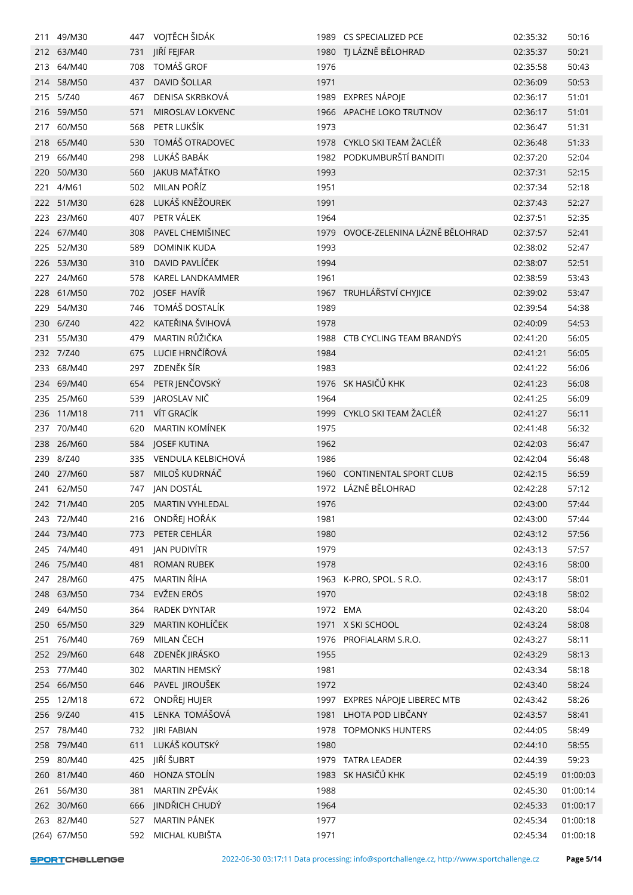| | | | | | | | |
|---|---|---|---|---|---|---|---|
| 211 | 49/M30 | 447 | VOJTĚCH ŠIDÁK | 1989 | CS SPECIALIZED PCE | 02:35:32 | 50:16 |
| 212 | 63/M40 | 731 | JIŘÍ FEJFAR | 1980 | TJ LÁZNĚ BĚLOHRAD | 02:35:37 | 50:21 |
| 213 | 64/M40 | 708 | TOMÁŠ GROF | 1976 | | 02:35:58 | 50:43 |
| 214 | 58/M50 | 437 | DAVID ŠOLLAR | 1971 | | 02:36:09 | 50:53 |
| 215 | 5/Z40 | 467 | DENISA SKRBKOVÁ | 1989 | EXPRES NÁPOJE | 02:36:17 | 51:01 |
| 216 | 59/M50 | 571 | MIROSLAV LOKVENC | 1966 | APACHE LOKO TRUTNOV | 02:36:17 | 51:01 |
| 217 | 60/M50 | 568 | PETR LUKŠÍK | 1973 | | 02:36:47 | 51:31 |
| 218 | 65/M40 | 530 | TOMÁŠ OTRADOVEC | 1978 | CYKLO SKI TEAM ŽACLÉŘ | 02:36:48 | 51:33 |
| 219 | 66/M40 | 298 | LUKÁŠ BABÁK | 1982 | PODKUMBURŠTÍ BANDITI | 02:37:20 | 52:04 |
| 220 | 50/M30 | 560 | JAKUB MAŤÁTKO | 1993 | | 02:37:31 | 52:15 |
| 221 | 4/M61 | 502 | MILAN POŘÍZ | 1951 | | 02:37:34 | 52:18 |
| 222 | 51/M30 | 628 | LUKÁŠ KNĚŽOUREK | 1991 | | 02:37:43 | 52:27 |
| 223 | 23/M60 | 407 | PETR VÁLEK | 1964 | | 02:37:51 | 52:35 |
| 224 | 67/M40 | 308 | PAVEL CHEMIŠINEC | 1979 | OVOCE-ZELENINA LÁZNĚ BĚLOHRAD | 02:37:57 | 52:41 |
| 225 | 52/M30 | 589 | DOMINIK KUDA | 1993 | | 02:38:02 | 52:47 |
| 226 | 53/M30 | 310 | DAVID PAVLÍČEK | 1994 | | 02:38:07 | 52:51 |
| 227 | 24/M60 | 578 | KAREL LANDKAMMER | 1961 | | 02:38:59 | 53:43 |
| 228 | 61/M50 | 702 | JOSEF HAVÍŘ | 1967 | TRUHLÁŘSTVÍ CHYJICE | 02:39:02 | 53:47 |
| 229 | 54/M30 | 746 | TOMÁŠ DOSTALÍK | 1989 | | 02:39:54 | 54:38 |
| 230 | 6/Z40 | 422 | KATEŘINA ŠVIHOVÁ | 1978 | | 02:40:09 | 54:53 |
| 231 | 55/M30 | 479 | MARTIN RŮŽIČKA | 1988 | CTB CYCLING TEAM BRANDÝS | 02:41:20 | 56:05 |
| 232 | 7/Z40 | 675 | LUCIE HRNČÍŘOVÁ | 1984 | | 02:41:21 | 56:05 |
| 233 | 68/M40 | 297 | ZDENĚK ŠÍR | 1983 | | 02:41:22 | 56:06 |
| 234 | 69/M40 | 654 | PETR JENČOVSKÝ | 1976 | SK HASIČŮ KHK | 02:41:23 | 56:08 |
| 235 | 25/M60 | 539 | JAROSLAV NIČ | 1964 | | 02:41:25 | 56:09 |
| 236 | 11/M18 | 711 | VÍT GRACÍK | 1999 | CYKLO SKI TEAM ŽACLÉŘ | 02:41:27 | 56:11 |
| 237 | 70/M40 | 620 | MARTIN KOMÍNEK | 1975 | | 02:41:48 | 56:32 |
| 238 | 26/M60 | 584 | JOSEF KUTINA | 1962 | | 02:42:03 | 56:47 |
| 239 | 8/Z40 | 335 | VENDULA KELBICHOVÁ | 1986 | | 02:42:04 | 56:48 |
| 240 | 27/M60 | 587 | MILOŠ KUDRNÁČ | 1960 | CONTINENTAL SPORT CLUB | 02:42:15 | 56:59 |
| 241 | 62/M50 | 747 | JAN DOSTÁL | 1972 | LÁZNĚ BĚLOHRAD | 02:42:28 | 57:12 |
| 242 | 71/M40 | 205 | MARTIN VYHLEDAL | 1976 | | 02:43:00 | 57:44 |
| 243 | 72/M40 | 216 | ONDŘEJ HOŘÁK | 1981 | | 02:43:00 | 57:44 |
| 244 | 73/M40 | 773 | PETER CEHLÁR | 1980 | | 02:43:12 | 57:56 |
| 245 | 74/M40 | 491 | JAN PUDIVÍTR | 1979 | | 02:43:13 | 57:57 |
| 246 | 75/M40 | 481 | ROMAN RUBEK | 1978 | | 02:43:16 | 58:00 |
| 247 | 28/M60 | 475 | MARTIN ŘÍHA | 1963 | K-PRO, SPOL. S R.O. | 02:43:17 | 58:01 |
| 248 | 63/M50 | 734 | EVŽEN ERÖS | 1970 | | 02:43:18 | 58:02 |
| 249 | 64/M50 | 364 | RADEK DYNTAR | 1972 | EMA | 02:43:20 | 58:04 |
| 250 | 65/M50 | 329 | MARTIN KOHLÍČEK | 1971 | X SKI SCHOOL | 02:43:24 | 58:08 |
| 251 | 76/M40 | 769 | MILAN ČECH | 1976 | PROFIALARM S.R.O. | 02:43:27 | 58:11 |
| 252 | 29/M60 | 648 | ZDENĚK JIRÁSKO | 1955 | | 02:43:29 | 58:13 |
| 253 | 77/M40 | 302 | MARTIN HEMSKÝ | 1981 | | 02:43:34 | 58:18 |
| 254 | 66/M50 | 646 | PAVEL JIROUŠEK | 1972 | | 02:43:40 | 58:24 |
| 255 | 12/M18 | 672 | ONDŘEJ HUJER | 1997 | EXPRES NÁPOJE LIBEREC MTB | 02:43:42 | 58:26 |
| 256 | 9/Z40 | 415 | LENKA TOMÁŠOVÁ | 1981 | LHOTA POD LIBČANY | 02:43:57 | 58:41 |
| 257 | 78/M40 | 732 | JIRI FABIAN | 1978 | TOPMONKS HUNTERS | 02:44:05 | 58:49 |
| 258 | 79/M40 | 611 | LUKÁŠ KOUTSKÝ | 1980 | | 02:44:10 | 58:55 |
| 259 | 80/M40 | 425 | JIŘÍ ŠUBRT | 1979 | TATRA LEADER | 02:44:39 | 59:23 |
| 260 | 81/M40 | 460 | HONZA STOLÍN | 1983 | SK HASIČŮ KHK | 02:45:19 | 01:00:03 |
| 261 | 56/M30 | 381 | MARTIN ZPĚVÁK | 1988 | | 02:45:30 | 01:00:14 |
| 262 | 30/M60 | 666 | JINDŘICH CHUDÝ | 1964 | | 02:45:33 | 01:00:17 |
| 263 | 82/M40 | 527 | MARTIN PÁNEK | 1977 | | 02:45:34 | 01:00:18 |
| (264) | 67/M50 | 592 | MICHAL KUBIŠTA | 1971 | | 02:45:34 | 01:00:18 |

2022-06-30 03:17:11 Data processing: info@sportchallenge.cz, http://www.sportchallenge.cz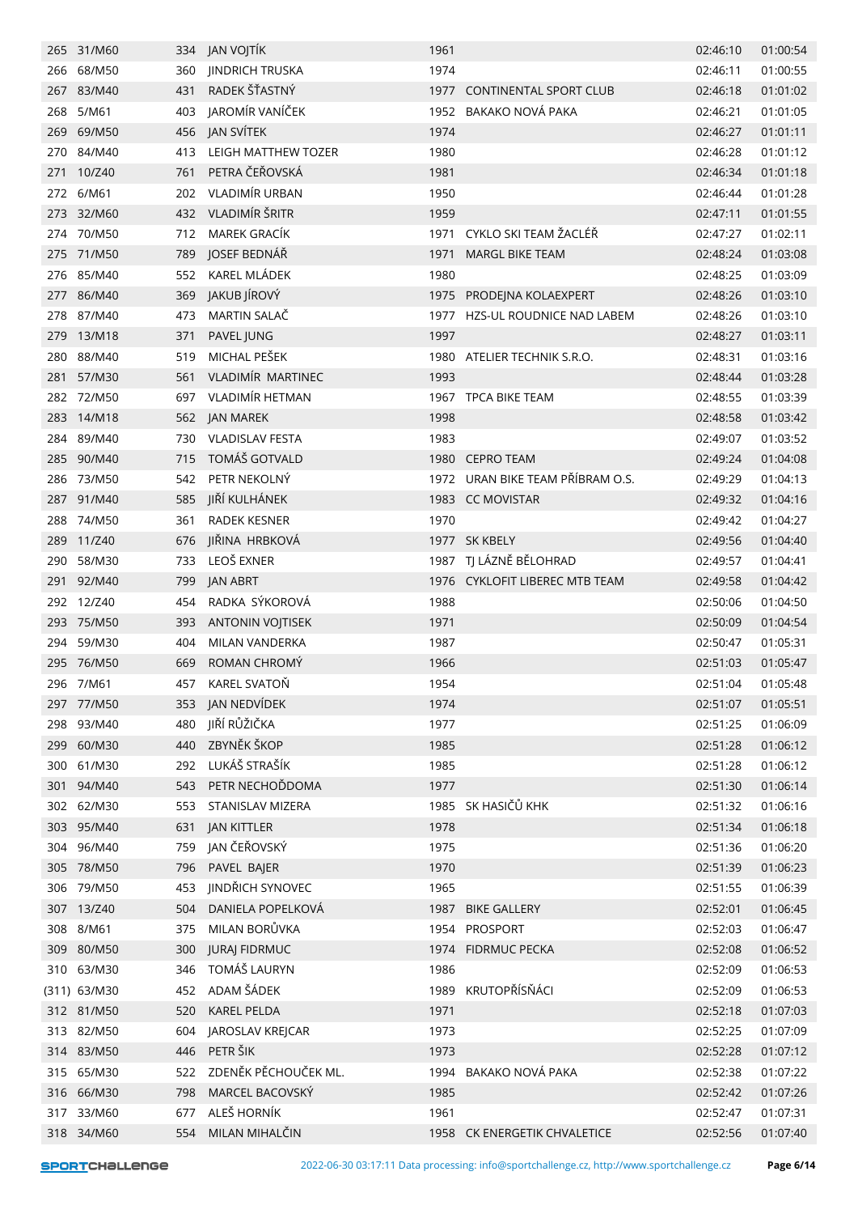| | | | | | | | |
|---|---|---|---|---|---|---|---|
| 265 | 31/M60 | 334 | JAN VOJTÍK | 1961 | | 02:46:10 | 01:00:54 |
| 266 | 68/M50 | 360 | JINDRICH TRUSKA | 1974 | | 02:46:11 | 01:00:55 |
| 267 | 83/M40 | 431 | RADEK ŠŤASTNÝ | 1977 | CONTINENTAL SPORT CLUB | 02:46:18 | 01:01:02 |
| 268 | 5/M61 | 403 | JAROMÍR VANÍČEK | 1952 | BAKAKO NOVÁ PAKA | 02:46:21 | 01:01:05 |
| 269 | 69/M50 | 456 | JAN SVÍTEK | 1974 | | 02:46:27 | 01:01:11 |
| 270 | 84/M40 | 413 | LEIGH MATTHEW TOZER | 1980 | | 02:46:28 | 01:01:12 |
| 271 | 10/Z40 | 761 | PETRA ČEŘOVSKÁ | 1981 | | 02:46:34 | 01:01:18 |
| 272 | 6/M61 | 202 | VLADIMÍR URBAN | 1950 | | 02:46:44 | 01:01:28 |
| 273 | 32/M60 | 432 | VLADIMÍR ŠRITR | 1959 | | 02:47:11 | 01:01:55 |
| 274 | 70/M50 | 712 | MAREK GRACÍK | 1971 | CYKLO SKI TEAM ŽACLÉŘ | 02:47:27 | 01:02:11 |
| 275 | 71/M50 | 789 | JOSEF BEDNÁŘ | 1971 | MARGL BIKE TEAM | 02:48:24 | 01:03:08 |
| 276 | 85/M40 | 552 | KAREL MLÁDEK | 1980 | | 02:48:25 | 01:03:09 |
| 277 | 86/M40 | 369 | JAKUB JÍROVÝ | 1975 | PRODEJNA KOLAEXPERT | 02:48:26 | 01:03:10 |
| 278 | 87/M40 | 473 | MARTIN SALAČ | 1977 | HZS-UL ROUDNICE NAD LABEM | 02:48:26 | 01:03:10 |
| 279 | 13/M18 | 371 | PAVEL JUNG | 1997 | | 02:48:27 | 01:03:11 |
| 280 | 88/M40 | 519 | MICHAL PEŠEK | 1980 | ATELIER TECHNIK S.R.O. | 02:48:31 | 01:03:16 |
| 281 | 57/M30 | 561 | VLADIMÍR MARTINEC | 1993 | | 02:48:44 | 01:03:28 |
| 282 | 72/M50 | 697 | VLADIMÍR HETMAN | 1967 | TPCA BIKE TEAM | 02:48:55 | 01:03:39 |
| 283 | 14/M18 | 562 | JAN MAREK | 1998 | | 02:48:58 | 01:03:42 |
| 284 | 89/M40 | 730 | VLADISLAV FESTA | 1983 | | 02:49:07 | 01:03:52 |
| 285 | 90/M40 | 715 | TOMÁŠ GOTVALD | 1980 | CEPRO TEAM | 02:49:24 | 01:04:08 |
| 286 | 73/M50 | 542 | PETR NEKOLNÝ | 1972 | URAN BIKE TEAM PŘÍBRAM O.S. | 02:49:29 | 01:04:13 |
| 287 | 91/M40 | 585 | JIŘÍ KULHÁNEK | 1983 | CC MOVISTAR | 02:49:32 | 01:04:16 |
| 288 | 74/M50 | 361 | RADEK KESNER | 1970 | | 02:49:42 | 01:04:27 |
| 289 | 11/Z40 | 676 | JIŘINA HRBKOVÁ | 1977 | SK KBELY | 02:49:56 | 01:04:40 |
| 290 | 58/M30 | 733 | LEOŠ EXNER | 1987 | TJ LÁZNĚ BĚLOHRAD | 02:49:57 | 01:04:41 |
| 291 | 92/M40 | 799 | JAN ABRT | 1976 | CYKLOFIT LIBEREC MTB TEAM | 02:49:58 | 01:04:42 |
| 292 | 12/Z40 | 454 | RADKA SÝKOROVÁ | 1988 | | 02:50:06 | 01:04:50 |
| 293 | 75/M50 | 393 | ANTONIN VOJTISEK | 1971 | | 02:50:09 | 01:04:54 |
| 294 | 59/M30 | 404 | MILAN VANDERKA | 1987 | | 02:50:47 | 01:05:31 |
| 295 | 76/M50 | 669 | ROMAN CHROMÝ | 1966 | | 02:51:03 | 01:05:47 |
| 296 | 7/M61 | 457 | KAREL SVATOŇ | 1954 | | 02:51:04 | 01:05:48 |
| 297 | 77/M50 | 353 | JAN NEDVÍDEK | 1974 | | 02:51:07 | 01:05:51 |
| 298 | 93/M40 | 480 | JIŘÍ RŮŽIČKA | 1977 | | 02:51:25 | 01:06:09 |
| 299 | 60/M30 | 440 | ZBYNĚK ŠKOP | 1985 | | 02:51:28 | 01:06:12 |
| 300 | 61/M30 | 292 | LUKÁŠ STRAŠÍK | 1985 | | 02:51:28 | 01:06:12 |
| 301 | 94/M40 | 543 | PETR NECHOĎDOMA | 1977 | | 02:51:30 | 01:06:14 |
| 302 | 62/M30 | 553 | STANISLAV MIZERA | 1985 | SK HASIČŮ KHK | 02:51:32 | 01:06:16 |
| 303 | 95/M40 | 631 | JAN KITTLER | 1978 | | 02:51:34 | 01:06:18 |
| 304 | 96/M40 | 759 | JAN ČEŘOVSKÝ | 1975 | | 02:51:36 | 01:06:20 |
| 305 | 78/M50 | 796 | PAVEL BAJER | 1970 | | 02:51:39 | 01:06:23 |
| 306 | 79/M50 | 453 | JINDŘICH SYNOVEC | 1965 | | 02:51:55 | 01:06:39 |
| 307 | 13/Z40 | 504 | DANIELA POPELKOVÁ | 1987 | BIKE GALLERY | 02:52:01 | 01:06:45 |
| 308 | 8/M61 | 375 | MILAN BORŮVKA | 1954 | PROSPORT | 02:52:03 | 01:06:47 |
| 309 | 80/M50 | 300 | JURAJ FIDRMUC | 1974 | FIDRMUC PECKA | 02:52:08 | 01:06:52 |
| 310 | 63/M30 | 346 | TOMÁŠ LAURYN | 1986 | | 02:52:09 | 01:06:53 |
| (311) | 63/M30 | 452 | ADAM ŠÁDEK | 1989 | KRUTOPŘÍSŇÁCI | 02:52:09 | 01:06:53 |
| 312 | 81/M50 | 520 | KAREL PELDA | 1971 | | 02:52:18 | 01:07:03 |
| 313 | 82/M50 | 604 | JAROSLAV KREJCAR | 1973 | | 02:52:25 | 01:07:09 |
| 314 | 83/M50 | 446 | PETR ŠIK | 1973 | | 02:52:28 | 01:07:12 |
| 315 | 65/M30 | 522 | ZDENĚK PĚCHOUČEK ML. | 1994 | BAKAKO NOVÁ PAKA | 02:52:38 | 01:07:22 |
| 316 | 66/M30 | 798 | MARCEL BACOVSKÝ | 1985 | | 02:52:42 | 01:07:26 |
| 317 | 33/M60 | 677 | ALEŠ HORNÍK | 1961 | | 02:52:47 | 01:07:31 |
| 318 | 34/M60 | 554 | MILAN MIHALČIN | 1958 | CK ENERGETIK CHVALETICE | 02:52:56 | 01:07:40 |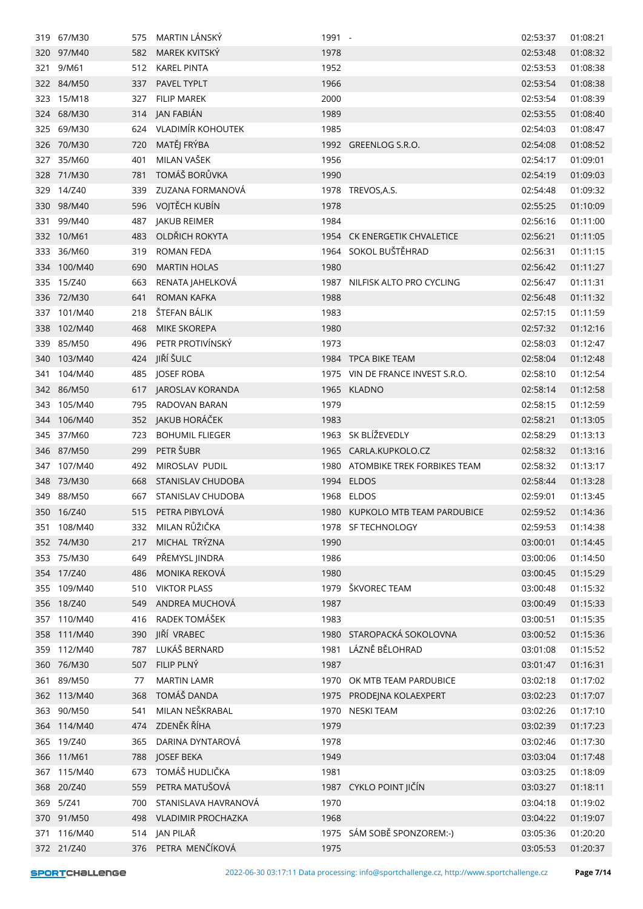| | | | | | | | |
|---|---|---|---|---|---|---|---|
| 319 | 67/M30 | 575 | MARTIN LÁNSKÝ | 1991 | - | 02:53:37 | 01:08:21 |
| 320 | 97/M40 | 582 | MAREK KVITSKÝ | 1978 | | 02:53:48 | 01:08:32 |
| 321 | 9/M61 | 512 | KAREL PINTA | 1952 | | 02:53:53 | 01:08:38 |
| 322 | 84/M50 | 337 | PAVEL TYPLT | 1966 | | 02:53:54 | 01:08:38 |
| 323 | 15/M18 | 327 | FILIP MAREK | 2000 | | 02:53:54 | 01:08:39 |
| 324 | 68/M30 | 314 | JAN FABIÁN | 1989 | | 02:53:55 | 01:08:40 |
| 325 | 69/M30 | 624 | VLADIMÍR KOHOUTEK | 1985 | | 02:54:03 | 01:08:47 |
| 326 | 70/M30 | 720 | MATĚJ FRÝBA | 1992 | GREENLOG S.R.O. | 02:54:08 | 01:08:52 |
| 327 | 35/M60 | 401 | MILAN VAŠEK | 1956 | | 02:54:17 | 01:09:01 |
| 328 | 71/M30 | 781 | TOMÁŠ BORŮVKA | 1990 | | 02:54:19 | 01:09:03 |
| 329 | 14/Z40 | 339 | ZUZANA FORMANOVÁ | 1978 | TREVOS,A.S. | 02:54:48 | 01:09:32 |
| 330 | 98/M40 | 596 | VOJTĚCH KUBÍN | 1978 | | 02:55:25 | 01:10:09 |
| 331 | 99/M40 | 487 | JAKUB REIMER | 1984 | | 02:56:16 | 01:11:00 |
| 332 | 10/M61 | 483 | OLDŘICH ROKYTA | 1954 | CK ENERGETIK CHVALETICE | 02:56:21 | 01:11:05 |
| 333 | 36/M60 | 319 | ROMAN FEDA | 1964 | SOKOL BUŠTĚHRAD | 02:56:31 | 01:11:15 |
| 334 | 100/M40 | 690 | MARTIN HOLAS | 1980 | | 02:56:42 | 01:11:27 |
| 335 | 15/Z40 | 663 | RENATA JAHELKOVÁ | 1987 | NILFISK ALTO PRO CYCLING | 02:56:47 | 01:11:31 |
| 336 | 72/M30 | 641 | ROMAN KAFKA | 1988 | | 02:56:48 | 01:11:32 |
| 337 | 101/M40 | 218 | ŠTEFAN BÁLIK | 1983 | | 02:57:15 | 01:11:59 |
| 338 | 102/M40 | 468 | MIKE SKOREPA | 1980 | | 02:57:32 | 01:12:16 |
| 339 | 85/M50 | 496 | PETR PROTIVÍNSKÝ | 1973 | | 02:58:03 | 01:12:47 |
| 340 | 103/M40 | 424 | JIŘÍ ŠULC | 1984 | TPCA BIKE TEAM | 02:58:04 | 01:12:48 |
| 341 | 104/M40 | 485 | JOSEF ROBA | 1975 | VIN DE FRANCE INVEST S.R.O. | 02:58:10 | 01:12:54 |
| 342 | 86/M50 | 617 | JAROSLAV KORANDA | 1965 | KLADNO | 02:58:14 | 01:12:58 |
| 343 | 105/M40 | 795 | RADOVAN BARAN | 1979 | | 02:58:15 | 01:12:59 |
| 344 | 106/M40 | 352 | JAKUB HORÁČEK | 1983 | | 02:58:21 | 01:13:05 |
| 345 | 37/M60 | 723 | BOHUMIL FLIEGER | 1963 | SK BLÍŽEVEDLY | 02:58:29 | 01:13:13 |
| 346 | 87/M50 | 299 | PETR ŠUBR | 1965 | CARLA.KUPKOLO.CZ | 02:58:32 | 01:13:16 |
| 347 | 107/M40 | 492 | MIROSLAV PUDIL | 1980 | ATOMBIKE TREK FORBIKES TEAM | 02:58:32 | 01:13:17 |
| 348 | 73/M30 | 668 | STANISLAV CHUDOBA | 1994 | ELDOS | 02:58:44 | 01:13:28 |
| 349 | 88/M50 | 667 | STANISLAV CHUDOBA | 1968 | ELDOS | 02:59:01 | 01:13:45 |
| 350 | 16/Z40 | 515 | PETRA PIBYLOVÁ | 1980 | KUPKOLO MTB TEAM PARDUBICE | 02:59:52 | 01:14:36 |
| 351 | 108/M40 | 332 | MILAN RŮŽIČKA | 1978 | SF TECHNOLOGY | 02:59:53 | 01:14:38 |
| 352 | 74/M30 | 217 | MICHAL TRÝZNA | 1990 | | 03:00:01 | 01:14:45 |
| 353 | 75/M30 | 649 | PŘEMYSL JINDRA | 1986 | | 03:00:06 | 01:14:50 |
| 354 | 17/Z40 | 486 | MONIKA REKOVÁ | 1980 | | 03:00:45 | 01:15:29 |
| 355 | 109/M40 | 510 | VIKTOR PLASS | 1979 | ŠKVOREC TEAM | 03:00:48 | 01:15:32 |
| 356 | 18/Z40 | 549 | ANDREA MUCHOVÁ | 1987 | | 03:00:49 | 01:15:33 |
| 357 | 110/M40 | 416 | RADEK TOMÁŠEK | 1983 | | 03:00:51 | 01:15:35 |
| 358 | 111/M40 | 390 | JIŘÍ VRABEC | 1980 | STAROPACKÁ SOKOLOVNA | 03:00:52 | 01:15:36 |
| 359 | 112/M40 | 787 | LUKÁŠ BERNARD | 1981 | LÁZNĚ BĚLOHRAD | 03:01:08 | 01:15:52 |
| 360 | 76/M30 | 507 | FILIP PLNÝ | 1987 | | 03:01:47 | 01:16:31 |
| 361 | 89/M50 | 77 | MARTIN LAMR | 1970 | OK MTB TEAM PARDUBICE | 03:02:18 | 01:17:02 |
| 362 | 113/M40 | 368 | TOMÁŠ DANDA | 1975 | PRODEJNA KOLAEXPERT | 03:02:23 | 01:17:07 |
| 363 | 90/M50 | 541 | MILAN NEŠKRABAL | 1970 | NESKI TEAM | 03:02:26 | 01:17:10 |
| 364 | 114/M40 | 474 | ZDENĚK ŘÍHA | 1979 | | 03:02:39 | 01:17:23 |
| 365 | 19/Z40 | 365 | DARINA DYNTAROVÁ | 1978 | | 03:02:46 | 01:17:30 |
| 366 | 11/M61 | 788 | JOSEF BEKA | 1949 | | 03:03:04 | 01:17:48 |
| 367 | 115/M40 | 673 | TOMÁŠ HUDLIČKA | 1981 | | 03:03:25 | 01:18:09 |
| 368 | 20/Z40 | 559 | PETRA MATUŠOVÁ | 1987 | CYKLO POINT JIČÍN | 03:03:27 | 01:18:11 |
| 369 | 5/Z41 | 700 | STANISLAVA HAVRANOVÁ | 1970 | | 03:04:18 | 01:19:02 |
| 370 | 91/M50 | 498 | VLADIMIR PROCHAZKA | 1968 | | 03:04:22 | 01:19:07 |
| 371 | 116/M40 | 514 | JAN PILAŘ | 1975 | SÁM SOBĚ SPONZOREM:-) | 03:05:36 | 01:20:20 |
| 372 | 21/Z40 | 376 | PETRA MENČÍKOVÁ | 1975 | | 03:05:53 | 01:20:37 |

SPORTCHALLENGE 2022-06-30 03:17:11 Data processing: info@sportchallenge.cz, http://www.sportchallenge.cz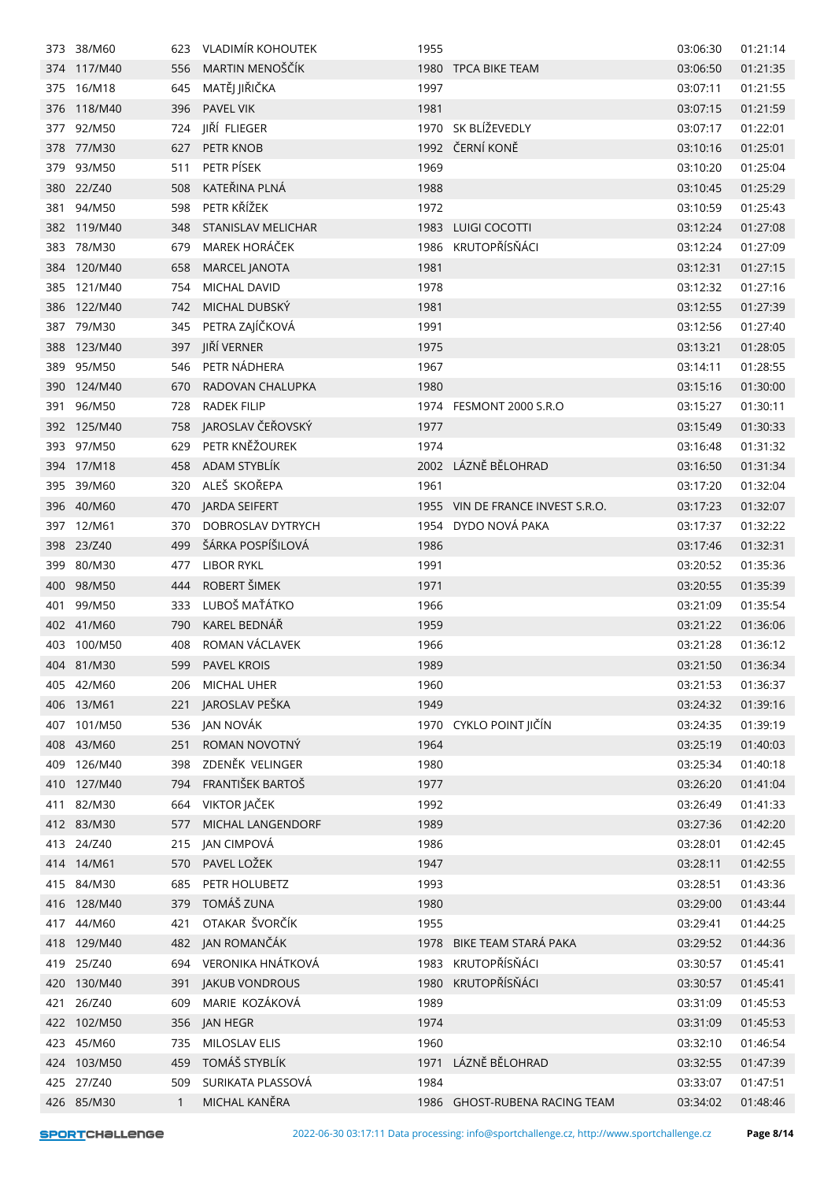| | | | | | | | |
|---|---|---|---|---|---|---|---|
| 373 | 38/M60 | 623 | VLADIMÍR KOHOUTEK | 1955 | | 03:06:30 | 01:21:14 |
| 374 | 117/M40 | 556 | MARTIN MENOŠČÍK | 1980 | TPCA BIKE TEAM | 03:06:50 | 01:21:35 |
| 375 | 16/M18 | 645 | MATĚJ JIŘIČKA | 1997 | | 03:07:11 | 01:21:55 |
| 376 | 118/M40 | 396 | PAVEL VIK | 1981 | | 03:07:15 | 01:21:59 |
| 377 | 92/M50 | 724 | JIŘÍ FLIEGER | 1970 | SK BLÍŽEVEDLY | 03:07:17 | 01:22:01 |
| 378 | 77/M30 | 627 | PETR KNOB | 1992 | ČERNÍ KONĚ | 03:10:16 | 01:25:01 |
| 379 | 93/M50 | 511 | PETR PÍSEK | 1969 | | 03:10:20 | 01:25:04 |
| 380 | 22/Z40 | 508 | KATEŘINA PLNÁ | 1988 | | 03:10:45 | 01:25:29 |
| 381 | 94/M50 | 598 | PETR KŘÍŽEK | 1972 | | 03:10:59 | 01:25:43 |
| 382 | 119/M40 | 348 | STANISLAV MELICHAR | 1983 | LUIGI COCOTTI | 03:12:24 | 01:27:08 |
| 383 | 78/M30 | 679 | MAREK HORÁČEK | 1986 | KRUTOPŘÍSŇÁCI | 03:12:24 | 01:27:09 |
| 384 | 120/M40 | 658 | MARCEL JANOTA | 1981 | | 03:12:31 | 01:27:15 |
| 385 | 121/M40 | 754 | MICHAL DAVID | 1978 | | 03:12:32 | 01:27:16 |
| 386 | 122/M40 | 742 | MICHAL DUBSKÝ | 1981 | | 03:12:55 | 01:27:39 |
| 387 | 79/M30 | 345 | PETRA ZAJÍČKOVÁ | 1991 | | 03:12:56 | 01:27:40 |
| 388 | 123/M40 | 397 | JIŘÍ VERNER | 1975 | | 03:13:21 | 01:28:05 |
| 389 | 95/M50 | 546 | PETR NÁDHERA | 1967 | | 03:14:11 | 01:28:55 |
| 390 | 124/M40 | 670 | RADOVAN CHALUPKA | 1980 | | 03:15:16 | 01:30:00 |
| 391 | 96/M50 | 728 | RADEK FILIP | 1974 | FESMONT 2000 S.R.O | 03:15:27 | 01:30:11 |
| 392 | 125/M40 | 758 | JAROSLAV ČEŘOVSKÝ | 1977 | | 03:15:49 | 01:30:33 |
| 393 | 97/M50 | 629 | PETR KNĚŽOUREK | 1974 | | 03:16:48 | 01:31:32 |
| 394 | 17/M18 | 458 | ADAM STYBLÍK | 2002 | LÁZNĚ BĚLOHRAD | 03:16:50 | 01:31:34 |
| 395 | 39/M60 | 320 | ALEŠ SKOŘEPA | 1961 | | 03:17:20 | 01:32:04 |
| 396 | 40/M60 | 470 | JARDA SEIFERT | 1955 | VIN DE FRANCE INVEST S.R.O. | 03:17:23 | 01:32:07 |
| 397 | 12/M61 | 370 | DOBROSLAV DYTRYCH | 1954 | DYDO NOVÁ PAKA | 03:17:37 | 01:32:22 |
| 398 | 23/Z40 | 499 | ŠÁRKA POSPÍŠILOVÁ | 1986 | | 03:17:46 | 01:32:31 |
| 399 | 80/M30 | 477 | LIBOR RYKL | 1991 | | 03:20:52 | 01:35:36 |
| 400 | 98/M50 | 444 | ROBERT ŠIMEK | 1971 | | 03:20:55 | 01:35:39 |
| 401 | 99/M50 | 333 | LUBOŠ MAŤÁTKO | 1966 | | 03:21:09 | 01:35:54 |
| 402 | 41/M60 | 790 | KAREL BEDNÁŘ | 1959 | | 03:21:22 | 01:36:06 |
| 403 | 100/M50 | 408 | ROMAN VÁCLAVEK | 1966 | | 03:21:28 | 01:36:12 |
| 404 | 81/M30 | 599 | PAVEL KROIS | 1989 | | 03:21:50 | 01:36:34 |
| 405 | 42/M60 | 206 | MICHAL UHER | 1960 | | 03:21:53 | 01:36:37 |
| 406 | 13/M61 | 221 | JAROSLAV PEŠKA | 1949 | | 03:24:32 | 01:39:16 |
| 407 | 101/M50 | 536 | JAN NOVÁK | 1970 | CYKLO POINT JIČÍN | 03:24:35 | 01:39:19 |
| 408 | 43/M60 | 251 | ROMAN NOVOTNÝ | 1964 | | 03:25:19 | 01:40:03 |
| 409 | 126/M40 | 398 | ZDENĚK VELINGER | 1980 | | 03:25:34 | 01:40:18 |
| 410 | 127/M40 | 794 | FRANTIŠEK BARTOŠ | 1977 | | 03:26:20 | 01:41:04 |
| 411 | 82/M30 | 664 | VIKTOR JAČEK | 1992 | | 03:26:49 | 01:41:33 |
| 412 | 83/M30 | 577 | MICHAL LANGENDORF | 1989 | | 03:27:36 | 01:42:20 |
| 413 | 24/Z40 | 215 | JAN CIMPOVÁ | 1986 | | 03:28:01 | 01:42:45 |
| 414 | 14/M61 | 570 | PAVEL LOŽEK | 1947 | | 03:28:11 | 01:42:55 |
| 415 | 84/M30 | 685 | PETR HOLUBETZ | 1993 | | 03:28:51 | 01:43:36 |
| 416 | 128/M40 | 379 | TOMÁŠ ZUNA | 1980 | | 03:29:00 | 01:43:44 |
| 417 | 44/M60 | 421 | OTAKAR ŠVORČÍK | 1955 | | 03:29:41 | 01:44:25 |
| 418 | 129/M40 | 482 | JAN ROMANČÁK | 1978 | BIKE TEAM STARÁ PAKA | 03:29:52 | 01:44:36 |
| 419 | 25/Z40 | 694 | VERONIKA HNÁTKOVÁ | 1983 | KRUTOPŘÍSŇÁCI | 03:30:57 | 01:45:41 |
| 420 | 130/M40 | 391 | JAKUB VONDROUS | 1980 | KRUTOPŘÍSŇÁCI | 03:30:57 | 01:45:41 |
| 421 | 26/Z40 | 609 | MARIE KOZÁKOVÁ | 1989 | | 03:31:09 | 01:45:53 |
| 422 | 102/M50 | 356 | JAN HEGR | 1974 | | 03:31:09 | 01:45:53 |
| 423 | 45/M60 | 735 | MILOSLAV ELIS | 1960 | | 03:32:10 | 01:46:54 |
| 424 | 103/M50 | 459 | TOMÁŠ STYBLÍK | 1971 | LÁZNĚ BĚLOHRAD | 03:32:55 | 01:47:39 |
| 425 | 27/Z40 | 509 | SURIKATA PLASSOVÁ | 1984 | | 03:33:07 | 01:47:51 |
| 426 | 85/M30 | 1 | MICHAL KANĚRA | 1986 | GHOST-RUBENA RACING TEAM | 03:34:02 | 01:48:46 |

2022-06-30 03:17:11 Data processing: info@sportchallenge.cz, http://www.sportchallenge.cz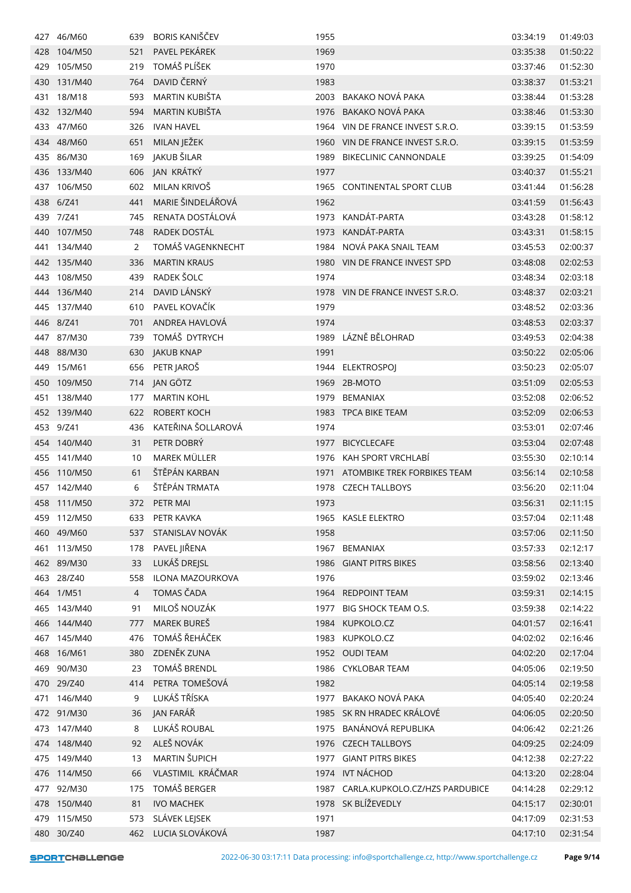| | | | | | | | |
|---|---|---|---|---|---|---|---|
| 427 | 46/M60 | 639 | BORIS KANIŠČEV | 1955 | | 03:34:19 | 01:49:03 |
| 428 | 104/M50 | 521 | PAVEL PEKÁREK | 1969 | | 03:35:38 | 01:50:22 |
| 429 | 105/M50 | 219 | TOMÁŠ PLÍŠEK | 1970 | | 03:37:46 | 01:52:30 |
| 430 | 131/M40 | 764 | DAVID ČERNÝ | 1983 | | 03:38:37 | 01:53:21 |
| 431 | 18/M18 | 593 | MARTIN KUBIŠTA | 2003 | BAKAKO NOVÁ PAKA | 03:38:44 | 01:53:28 |
| 432 | 132/M40 | 594 | MARTIN KUBIŠTA | 1976 | BAKAKO NOVÁ PAKA | 03:38:46 | 01:53:30 |
| 433 | 47/M60 | 326 | IVAN HAVEL | 1964 | VIN DE FRANCE INVEST S.R.O. | 03:39:15 | 01:53:59 |
| 434 | 48/M60 | 651 | MILAN JEŽEK | 1960 | VIN DE FRANCE INVEST S.R.O. | 03:39:15 | 01:53:59 |
| 435 | 86/M30 | 169 | JAKUB ŠILAR | 1989 | BIKECLINIC CANNONDALE | 03:39:25 | 01:54:09 |
| 436 | 133/M40 | 606 | JAN KRÁTKÝ | 1977 | | 03:40:37 | 01:55:21 |
| 437 | 106/M50 | 602 | MILAN KRIVOŠ | 1965 | CONTINENTAL SPORT CLUB | 03:41:44 | 01:56:28 |
| 438 | 6/Z41 | 441 | MARIE ŠINDELÁŘOVÁ | 1962 | | 03:41:59 | 01:56:43 |
| 439 | 7/Z41 | 745 | RENATA DOSTÁLOVÁ | 1973 | KANDÁT-PARTA | 03:43:28 | 01:58:12 |
| 440 | 107/M50 | 748 | RADEK DOSTÁL | 1973 | KANDÁT-PARTA | 03:43:31 | 01:58:15 |
| 441 | 134/M40 | 2 | TOMÁŠ VAGENKNECHT | 1984 | NOVÁ PAKA SNAIL TEAM | 03:45:53 | 02:00:37 |
| 442 | 135/M40 | 336 | MARTIN KRAUS | 1980 | VIN DE FRANCE INVEST SPD | 03:48:08 | 02:02:53 |
| 443 | 108/M50 | 439 | RADEK ŠOLC | 1974 | | 03:48:34 | 02:03:18 |
| 444 | 136/M40 | 214 | DAVID LÁNSKÝ | 1978 | VIN DE FRANCE INVEST S.R.O. | 03:48:37 | 02:03:21 |
| 445 | 137/M40 | 610 | PAVEL KOVAČÍK | 1979 | | 03:48:52 | 02:03:36 |
| 446 | 8/Z41 | 701 | ANDREA HAVLOVÁ | 1974 | | 03:48:53 | 02:03:37 |
| 447 | 87/M30 | 739 | TOMÁŠ DYTRYCH | 1989 | LÁZNĚ BĚLOHRAD | 03:49:53 | 02:04:38 |
| 448 | 88/M30 | 630 | JAKUB KNAP | 1991 | | 03:50:22 | 02:05:06 |
| 449 | 15/M61 | 656 | PETR JAROŠ | 1944 | ELEKTROSPOJ | 03:50:23 | 02:05:07 |
| 450 | 109/M50 | 714 | JAN GÖTZ | 1969 | 2B-MOTO | 03:51:09 | 02:05:53 |
| 451 | 138/M40 | 177 | MARTIN KOHL | 1979 | BEMANIAX | 03:52:08 | 02:06:52 |
| 452 | 139/M40 | 622 | ROBERT KOCH | 1983 | TPCA BIKE TEAM | 03:52:09 | 02:06:53 |
| 453 | 9/Z41 | 436 | KATEŘINA ŠOLLAROVÁ | 1974 | | 03:53:01 | 02:07:46 |
| 454 | 140/M40 | 31 | PETR DOBRÝ | 1977 | BICYCLECAFE | 03:53:04 | 02:07:48 |
| 455 | 141/M40 | 10 | MAREK MÜLLER | 1976 | KAH SPORT VRCHLABÍ | 03:55:30 | 02:10:14 |
| 456 | 110/M50 | 61 | ŠTĚPÁN KARBAN | 1971 | ATOMBIKE TREK FORBIKES TEAM | 03:56:14 | 02:10:58 |
| 457 | 142/M40 | 6 | ŠTĚPÁN TRMATA | 1978 | CZECH TALLBOYS | 03:56:20 | 02:11:04 |
| 458 | 111/M50 | 372 | PETR MAI | 1973 | | 03:56:31 | 02:11:15 |
| 459 | 112/M50 | 633 | PETR KAVKA | 1965 | KASLE ELEKTRO | 03:57:04 | 02:11:48 |
| 460 | 49/M60 | 537 | STANISLAV NOVÁK | 1958 | | 03:57:06 | 02:11:50 |
| 461 | 113/M50 | 178 | PAVEL JIŘENA | 1967 | BEMANIAX | 03:57:33 | 02:12:17 |
| 462 | 89/M30 | 33 | LUKÁŠ DREJSL | 1986 | GIANT PITRS BIKES | 03:58:56 | 02:13:40 |
| 463 | 28/Z40 | 558 | ILONA MAZOURKOVA | 1976 | | 03:59:02 | 02:13:46 |
| 464 | 1/M51 | 4 | TOMAS ČADA | 1964 | REDPOINT TEAM | 03:59:31 | 02:14:15 |
| 465 | 143/M40 | 91 | MILOŠ NOUZÁK | 1977 | BIG SHOCK TEAM O.S. | 03:59:38 | 02:14:22 |
| 466 | 144/M40 | 777 | MAREK BUREŠ | 1984 | KUPKOLO.CZ | 04:01:57 | 02:16:41 |
| 467 | 145/M40 | 476 | TOMÁŠ ŘEHÁČEK | 1983 | KUPKOLO.CZ | 04:02:02 | 02:16:46 |
| 468 | 16/M61 | 380 | ZDENĚK ZUNA | 1952 | OUDI TEAM | 04:02:20 | 02:17:04 |
| 469 | 90/M30 | 23 | TOMÁŠ BRENDL | 1986 | CYKLOBAR TEAM | 04:05:06 | 02:19:50 |
| 470 | 29/Z40 | 414 | PETRA TOMEŠOVÁ | 1982 | | 04:05:14 | 02:19:58 |
| 471 | 146/M40 | 9 | LUKÁŠ TŘÍSKA | 1977 | BAKAKO NOVÁ PAKA | 04:05:40 | 02:20:24 |
| 472 | 91/M30 | 36 | JAN FARÁŘ | 1985 | SK RN HRADEC KRÁLOVÉ | 04:06:05 | 02:20:50 |
| 473 | 147/M40 | 8 | LUKÁŠ ROUBAL | 1975 | BANÁNOVÁ REPUBLIKA | 04:06:42 | 02:21:26 |
| 474 | 148/M40 | 92 | ALEŠ NOVÁK | 1976 | CZECH TALLBOYS | 04:09:25 | 02:24:09 |
| 475 | 149/M40 | 13 | MARTIN ŠUPICH | 1977 | GIANT PITRS BIKES | 04:12:38 | 02:27:22 |
| 476 | 114/M50 | 66 | VLASTIMIL KRÁČMAR | 1974 | IVT NÁCHOD | 04:13:20 | 02:28:04 |
| 477 | 92/M30 | 175 | TOMÁŠ BERGER | 1987 | CARLA.KUPKOLO.CZ/HZS PARDUBICE | 04:14:28 | 02:29:12 |
| 478 | 150/M40 | 81 | IVO MACHEK | 1978 | SK BLÍŽEVEDLY | 04:15:17 | 02:30:01 |
| 479 | 115/M50 | 573 | SLÁVEK LEJSEK | 1971 | | 04:17:09 | 02:31:53 |
| 480 | 30/Z40 | 462 | LUCIA SLOVÁKOVÁ | 1987 | | 04:17:10 | 02:31:54 |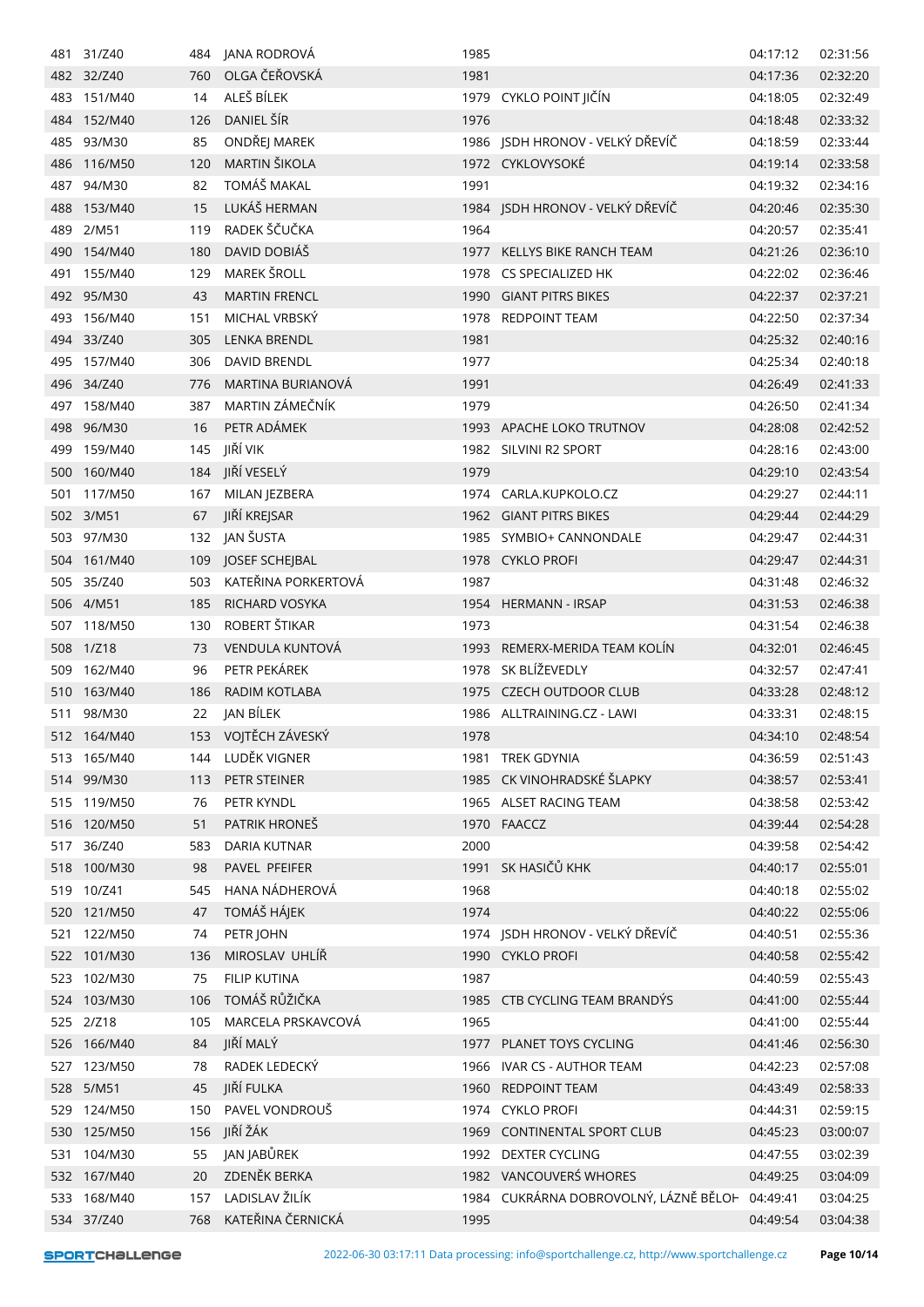| | | | | | | | |
|---|---|---|---|---|---|---|---|
| 481 | 31/Z40 | 484 | JANA RODROVÁ | 1985 | | 04:17:12 | 02:31:56 |
| 482 | 32/Z40 | 760 | OLGA ČEŘOVSKÁ | 1981 | | 04:17:36 | 02:32:20 |
| 483 | 151/M40 | 14 | ALEŠ BÍLEK | 1979 | CYKLO POINT JIČÍN | 04:18:05 | 02:32:49 |
| 484 | 152/M40 | 126 | DANIEL ŠÍR | 1976 | | 04:18:48 | 02:33:32 |
| 485 | 93/M30 | 85 | ONDŘEJ MAREK | 1986 | JSDH HRONOV - VELKÝ DŘEVÍČ | 04:18:59 | 02:33:44 |
| 486 | 116/M50 | 120 | MARTIN ŠIKOLA | 1972 | CYKLOVYSOKÉ | 04:19:14 | 02:33:58 |
| 487 | 94/M30 | 82 | TOMÁŠ MAKAL | 1991 | | 04:19:32 | 02:34:16 |
| 488 | 153/M40 | 15 | LUKÁŠ HERMAN | 1984 | JSDH HRONOV - VELKÝ DŘEVÍČ | 04:20:46 | 02:35:30 |
| 489 | 2/M51 | 119 | RADEK ŠČUČKA | 1964 | | 04:20:57 | 02:35:41 |
| 490 | 154/M40 | 180 | DAVID DOBIÁŠ | 1977 | KELLYS BIKE RANCH TEAM | 04:21:26 | 02:36:10 |
| 491 | 155/M40 | 129 | MAREK ŠROLL | 1978 | CS SPECIALIZED HK | 04:22:02 | 02:36:46 |
| 492 | 95/M30 | 43 | MARTIN FRENCL | 1990 | GIANT PITRS BIKES | 04:22:37 | 02:37:21 |
| 493 | 156/M40 | 151 | MICHAL VRBSKÝ | 1978 | REDPOINT TEAM | 04:22:50 | 02:37:34 |
| 494 | 33/Z40 | 305 | LENKA BRENDL | 1981 | | 04:25:32 | 02:40:16 |
| 495 | 157/M40 | 306 | DAVID BRENDL | 1977 | | 04:25:34 | 02:40:18 |
| 496 | 34/Z40 | 776 | MARTINA BURIANOVÁ | 1991 | | 04:26:49 | 02:41:33 |
| 497 | 158/M40 | 387 | MARTIN ZÁMEČNÍK | 1979 | | 04:26:50 | 02:41:34 |
| 498 | 96/M30 | 16 | PETR ADÁMEK | 1993 | APACHE LOKO TRUTNOV | 04:28:08 | 02:42:52 |
| 499 | 159/M40 | 145 | JIŘÍ VIK | 1982 | SILVINI R2 SPORT | 04:28:16 | 02:43:00 |
| 500 | 160/M40 | 184 | JIŘÍ VESELÝ | 1979 | | 04:29:10 | 02:43:54 |
| 501 | 117/M50 | 167 | MILAN JEZBERA | 1974 | CARLA.KUPKOLO.CZ | 04:29:27 | 02:44:11 |
| 502 | 3/M51 | 67 | JIŘÍ KREJSAR | 1962 | GIANT PITRS BIKES | 04:29:44 | 02:44:29 |
| 503 | 97/M30 | 132 | JAN ŠUSTA | 1985 | SYMBIO+ CANNONDALE | 04:29:47 | 02:44:31 |
| 504 | 161/M40 | 109 | JOSEF SCHEJBAL | 1978 | CYKLO PROFI | 04:29:47 | 02:44:31 |
| 505 | 35/Z40 | 503 | KATEŘINA PORKERTOVÁ | 1987 | | 04:31:48 | 02:46:32 |
| 506 | 4/M51 | 185 | RICHARD VOSYKA | 1954 | HERMANN - IRSAP | 04:31:53 | 02:46:38 |
| 507 | 118/M50 | 130 | ROBERT ŠTIKAR | 1973 | | 04:31:54 | 02:46:38 |
| 508 | 1/Z18 | 73 | VENDULA KUNTOVÁ | 1993 | REMERX-MERIDA TEAM KOLÍN | 04:32:01 | 02:46:45 |
| 509 | 162/M40 | 96 | PETR PEKÁREK | 1978 | SK BLÍŽEVEDLY | 04:32:57 | 02:47:41 |
| 510 | 163/M40 | 186 | RADIM KOTLABA | 1975 | CZECH OUTDOOR CLUB | 04:33:28 | 02:48:12 |
| 511 | 98/M30 | 22 | JAN BÍLEK | 1986 | ALLTRAINING.CZ - LAWI | 04:33:31 | 02:48:15 |
| 512 | 164/M40 | 153 | VOJTĚCH ZÁVESKÝ | 1978 | | 04:34:10 | 02:48:54 |
| 513 | 165/M40 | 144 | LUDĚK VIGNER | 1981 | TREK GDYNIA | 04:36:59 | 02:51:43 |
| 514 | 99/M30 | 113 | PETR STEINER | 1985 | CK VINOHRADSKÉ ŠLAPKY | 04:38:57 | 02:53:41 |
| 515 | 119/M50 | 76 | PETR KYNDL | 1965 | ALSET RACING TEAM | 04:38:58 | 02:53:42 |
| 516 | 120/M50 | 51 | PATRIK HRONEŠ | 1970 | FAACCZ | 04:39:44 | 02:54:28 |
| 517 | 36/Z40 | 583 | DARIA KUTNAR | 2000 | | 04:39:58 | 02:54:42 |
| 518 | 100/M30 | 98 | PAVEL PFEIFER | 1991 | SK HASIČŮ KHK | 04:40:17 | 02:55:01 |
| 519 | 10/Z41 | 545 | HANA NÁDHEROVÁ | 1968 | | 04:40:18 | 02:55:02 |
| 520 | 121/M50 | 47 | TOMÁŠ HÁJEK | 1974 | | 04:40:22 | 02:55:06 |
| 521 | 122/M50 | 74 | PETR JOHN | 1974 | JSDH HRONOV - VELKÝ DŘEVÍČ | 04:40:51 | 02:55:36 |
| 522 | 101/M30 | 136 | MIROSLAV UHLÍŘ | 1990 | CYKLO PROFI | 04:40:58 | 02:55:42 |
| 523 | 102/M30 | 75 | FILIP KUTINA | 1987 | | 04:40:59 | 02:55:43 |
| 524 | 103/M30 | 106 | TOMÁŠ RŮŽIČKA | 1985 | CTB CYCLING TEAM BRANDÝS | 04:41:00 | 02:55:44 |
| 525 | 2/Z18 | 105 | MARCELA PRSKAVCOVÁ | 1965 | | 04:41:00 | 02:55:44 |
| 526 | 166/M40 | 84 | JIŘÍ MALÝ | 1977 | PLANET TOYS CYCLING | 04:41:46 | 02:56:30 |
| 527 | 123/M50 | 78 | RADEK LEDECKÝ | 1966 | IVAR CS - AUTHOR TEAM | 04:42:23 | 02:57:08 |
| 528 | 5/M51 | 45 | JIŘÍ FULKA | 1960 | REDPOINT TEAM | 04:43:49 | 02:58:33 |
| 529 | 124/M50 | 150 | PAVEL VONDROUŠ | 1974 | CYKLO PROFI | 04:44:31 | 02:59:15 |
| 530 | 125/M50 | 156 | JIŘÍ ŽÁK | 1969 | CONTINENTAL SPORT CLUB | 04:45:23 | 03:00:07 |
| 531 | 104/M30 | 55 | JAN JABŮREK | 1992 | DEXTER CYCLING | 04:47:55 | 03:02:39 |
| 532 | 167/M40 | 20 | ZDENĚK BERKA | 1982 | VANCOUVERŠ WHORES | 04:49:25 | 03:04:09 |
| 533 | 168/M40 | 157 | LADISLAV ŽILÍK | 1984 | CUKRÁRNA DOBROVOLNÝ, LÁZNĚ BĚLOH | 04:49:41 | 03:04:25 |
| 534 | 37/Z40 | 768 | KATEŘINA ČERNICKÁ | 1995 | | 04:49:54 | 03:04:38 |

SPORTCHALLENGE 2022-06-30 03:17:11 Data processing: info@sportchallenge.cz, http://www.sportchallenge.cz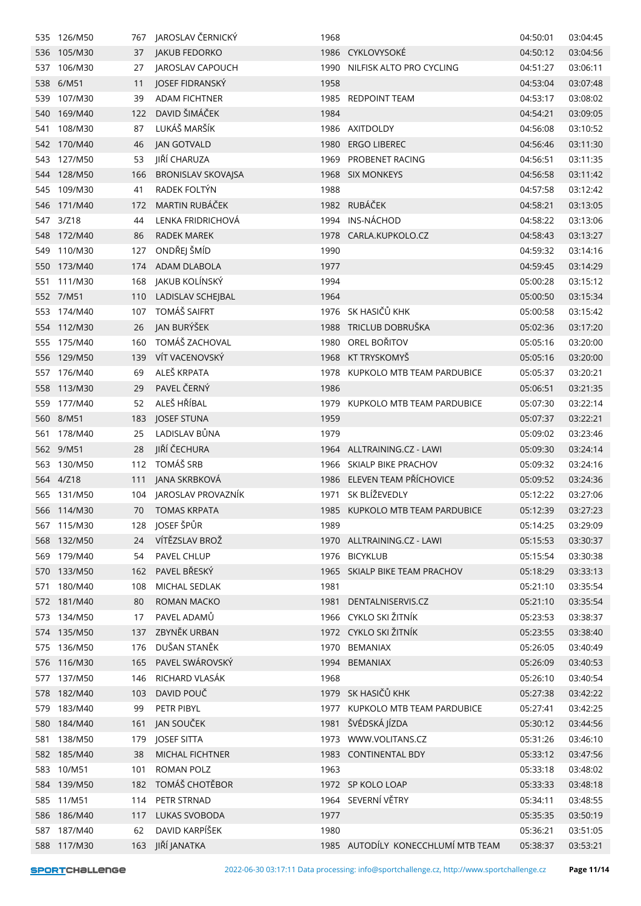| | | | | | | | |
|---|---|---|---|---|---|---|---|
| 535 | 126/M50 | 767 | JAROSLAV ČERNICKÝ | 1968 | | 04:50:01 | 03:04:45 |
| 536 | 105/M30 | 37 | JAKUB FEDORKO | 1986 | CYKLOVYSOKÉ | 04:50:12 | 03:04:56 |
| 537 | 106/M30 | 27 | JAROSLAV CAPOUCH | 1990 | NILFISK ALTO PRO CYCLING | 04:51:27 | 03:06:11 |
| 538 | 6/M51 | 11 | JOSEF FIDRANSKÝ | 1958 | | 04:53:04 | 03:07:48 |
| 539 | 107/M30 | 39 | ADAM FICHTNER | 1985 | REDPOINT TEAM | 04:53:17 | 03:08:02 |
| 540 | 169/M40 | 122 | DAVID ŠIMÁČEK | 1984 | | 04:54:21 | 03:09:05 |
| 541 | 108/M30 | 87 | LUKÁŠ MARŠÍK | 1986 | AXITDOLDY | 04:56:08 | 03:10:52 |
| 542 | 170/M40 | 46 | JAN GOTVALD | 1980 | ERGO LIBEREC | 04:56:46 | 03:11:30 |
| 543 | 127/M50 | 53 | JIŘÍ CHARUZA | 1969 | PROBENET RACING | 04:56:51 | 03:11:35 |
| 544 | 128/M50 | 166 | BRONISLAV SKOVAJSA | 1968 | SIX MONKEYS | 04:56:58 | 03:11:42 |
| 545 | 109/M30 | 41 | RADEK FOLTÝN | 1988 | | 04:57:58 | 03:12:42 |
| 546 | 171/M40 | 172 | MARTIN RUBÁČEK | 1982 | RUBÁČEK | 04:58:21 | 03:13:05 |
| 547 | 3/Z18 | 44 | LENKA FRIDRICHOVÁ | 1994 | INS-NÁCHOD | 04:58:22 | 03:13:06 |
| 548 | 172/M40 | 86 | RADEK MAREK | 1978 | CARLA.KUPKOLO.CZ | 04:58:43 | 03:13:27 |
| 549 | 110/M30 | 127 | ONDŘEJ ŠMÍD | 1990 | | 04:59:32 | 03:14:16 |
| 550 | 173/M40 | 174 | ADAM DLABOLA | 1977 | | 04:59:45 | 03:14:29 |
| 551 | 111/M30 | 168 | JAKUB KOLÍNSKÝ | 1994 | | 05:00:28 | 03:15:12 |
| 552 | 7/M51 | 110 | LADISLAV SCHEJBAL | 1964 | | 05:00:50 | 03:15:34 |
| 553 | 174/M40 | 107 | TOMÁŠ SAIFRT | 1976 | SK HASIČŮ KHK | 05:00:58 | 03:15:42 |
| 554 | 112/M30 | 26 | JAN BURÝŠEK | 1988 | TRICLUB DOBRUŠKA | 05:02:36 | 03:17:20 |
| 555 | 175/M40 | 160 | TOMÁŠ ZACHOVAL | 1980 | OREL BOŘITOV | 05:05:16 | 03:20:00 |
| 556 | 129/M50 | 139 | VÍT VACENOVSKÝ | 1968 | KT TRYSKOMYŠ | 05:05:16 | 03:20:00 |
| 557 | 176/M40 | 69 | ALEŠ KRPATA | 1978 | KUPKOLO MTB TEAM PARDUBICE | 05:05:37 | 03:20:21 |
| 558 | 113/M30 | 29 | PAVEL ČERNÝ | 1986 | | 05:06:51 | 03:21:35 |
| 559 | 177/M40 | 52 | ALEŠ HŘÍBAL | 1979 | KUPKOLO MTB TEAM PARDUBICE | 05:07:30 | 03:22:14 |
| 560 | 8/M51 | 183 | JOSEF STUNA | 1959 | | 05:07:37 | 03:22:21 |
| 561 | 178/M40 | 25 | LADISLAV BŮNA | 1979 | | 05:09:02 | 03:23:46 |
| 562 | 9/M51 | 28 | JIŘÍ ČECHURA | 1964 | ALLTRAINING.CZ - LAWI | 05:09:30 | 03:24:14 |
| 563 | 130/M50 | 112 | TOMÁŠ SRB | 1966 | SKIALP BIKE PRACHOV | 05:09:32 | 03:24:16 |
| 564 | 4/Z18 | 111 | JANA SKRBKOVÁ | 1986 | ELEVEN TEAM PŘÍCHOVICE | 05:09:52 | 03:24:36 |
| 565 | 131/M50 | 104 | JAROSLAV PROVAZNÍK | 1971 | SK BLÍŽEVEDLY | 05:12:22 | 03:27:06 |
| 566 | 114/M30 | 70 | TOMAS KRPATA | 1985 | KUPKOLO MTB TEAM PARDUBICE | 05:12:39 | 03:27:23 |
| 567 | 115/M30 | 128 | JOSEF ŠPŮR | 1989 | | 05:14:25 | 03:29:09 |
| 568 | 132/M50 | 24 | VÍTĚZSLAV BROŽ | 1970 | ALLTRAINING.CZ - LAWI | 05:15:53 | 03:30:37 |
| 569 | 179/M40 | 54 | PAVEL CHLUP | 1976 | BICYKLUB | 05:15:54 | 03:30:38 |
| 570 | 133/M50 | 162 | PAVEL BŘESKÝ | 1965 | SKIALP BIKE TEAM PRACHOV | 05:18:29 | 03:33:13 |
| 571 | 180/M40 | 108 | MICHAL SEDLAK | 1981 | | 05:21:10 | 03:35:54 |
| 572 | 181/M40 | 80 | ROMAN MACKO | 1981 | DENTALNISERVIS.CZ | 05:21:10 | 03:35:54 |
| 573 | 134/M50 | 17 | PAVEL ADAMŮ | 1966 | CYKLO SKI ŽITNÍK | 05:23:53 | 03:38:37 |
| 574 | 135/M50 | 137 | ZBYNĚK URBAN | 1972 | CYKLO SKI ŽITNÍK | 05:23:55 | 03:38:40 |
| 575 | 136/M50 | 176 | DUŠAN STANĚK | 1970 | BEMANIAX | 05:26:05 | 03:40:49 |
| 576 | 116/M30 | 165 | PAVEL SWÁROVSKÝ | 1994 | BEMANIAX | 05:26:09 | 03:40:53 |
| 577 | 137/M50 | 146 | RICHARD VLASÁK | 1968 | | 05:26:10 | 03:40:54 |
| 578 | 182/M40 | 103 | DAVID POUČ | 1979 | SK HASIČŮ KHK | 05:27:38 | 03:42:22 |
| 579 | 183/M40 | 99 | PETR PIBYL | 1977 | KUPKOLO MTB TEAM PARDUBICE | 05:27:41 | 03:42:25 |
| 580 | 184/M40 | 161 | JAN SOUČEK | 1981 | ŠVÉDSKÁ JÍZDA | 05:30:12 | 03:44:56 |
| 581 | 138/M50 | 179 | JOSEF SITTA | 1973 | WWW.VOLITANS.CZ | 05:31:26 | 03:46:10 |
| 582 | 185/M40 | 38 | MICHAL FICHTNER | 1983 | CONTINENTAL BDY | 05:33:12 | 03:47:56 |
| 583 | 10/M51 | 101 | ROMAN POLZ | 1963 | | 05:33:18 | 03:48:02 |
| 584 | 139/M50 | 182 | TOMÁŠ CHOTĚBOR | 1972 | SP KOLO LOAP | 05:33:33 | 03:48:18 |
| 585 | 11/M51 | 114 | PETR STRNAD | 1964 | SEVERNÍ VĚTRY | 05:34:11 | 03:48:55 |
| 586 | 186/M40 | 117 | LUKAS SVOBODA | 1977 | | 05:35:35 | 03:50:19 |
| 587 | 187/M40 | 62 | DAVID KARPÍŠEK | 1980 | | 05:36:21 | 03:51:05 |
| 588 | 117/M30 | 163 | JIŘÍ JANATKA | 1985 | AUTODÍLY KONECCHLUMÍ MTB TEAM | 05:38:37 | 03:53:21 |

SPORTCHALLENGE 2022-06-30 03:17:11 Data processing: info@sportchallenge.cz, http://www.sportchallenge.cz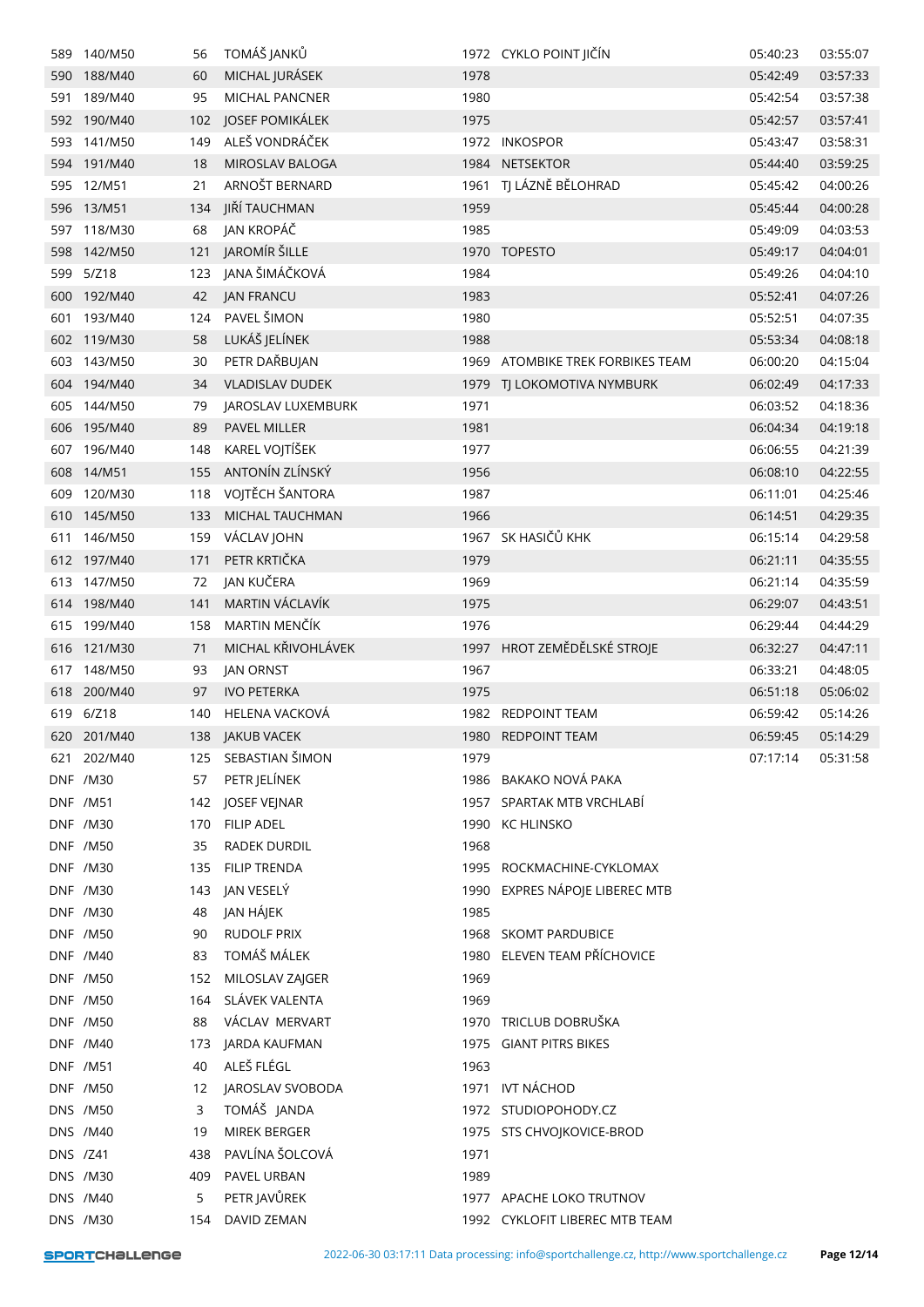| | | | | | | | |
|---|---|---|---|---|---|---|---|
| 589 | 140/M50 | 56 | TOMÁŠ JANKŮ | 1972 | CYKLO POINT JIČÍN | 05:40:23 | 03:55:07 |
| 590 | 188/M40 | 60 | MICHAL JURÁSEK | 1978 | | 05:42:49 | 03:57:33 |
| 591 | 189/M40 | 95 | MICHAL PANCNER | 1980 | | 05:42:54 | 03:57:38 |
| 592 | 190/M40 | 102 | JOSEF POMIKÁLEK | 1975 | | 05:42:57 | 03:57:41 |
| 593 | 141/M50 | 149 | ALEŠ VONDRÁČEK | 1972 | INKOSPOR | 05:43:47 | 03:58:31 |
| 594 | 191/M40 | 18 | MIROSLAV BALOGA | 1984 | NETSEKTOR | 05:44:40 | 03:59:25 |
| 595 | 12/M51 | 21 | ARNOŠT BERNARD | 1961 | TJ LÁZNĚ BĚLOHRAD | 05:45:42 | 04:00:26 |
| 596 | 13/M51 | 134 | JIŘÍ TAUCHMAN | 1959 | | 05:45:44 | 04:00:28 |
| 597 | 118/M30 | 68 | JAN KROPÁČ | 1985 | | 05:49:09 | 04:03:53 |
| 598 | 142/M50 | 121 | JAROMÍR ŠILLE | 1970 | TOPESTO | 05:49:17 | 04:04:01 |
| 599 | 5/Z18 | 123 | JANA ŠIMÁČKOVÁ | 1984 | | 05:49:26 | 04:04:10 |
| 600 | 192/M40 | 42 | JAN FRANCU | 1983 | | 05:52:41 | 04:07:26 |
| 601 | 193/M40 | 124 | PAVEL ŠIMON | 1980 | | 05:52:51 | 04:07:35 |
| 602 | 119/M30 | 58 | LUKÁŠ JELÍNEK | 1988 | | 05:53:34 | 04:08:18 |
| 603 | 143/M50 | 30 | PETR DAŘBUJAN | 1969 | ATOMBIKE TREK FORBIKES TEAM | 06:00:20 | 04:15:04 |
| 604 | 194/M40 | 34 | VLADISLAV DUDEK | 1979 | TJ LOKOMOTIVA NYMBURK | 06:02:49 | 04:17:33 |
| 605 | 144/M50 | 79 | JAROSLAV LUXEMBURK | 1971 | | 06:03:52 | 04:18:36 |
| 606 | 195/M40 | 89 | PAVEL MILLER | 1981 | | 06:04:34 | 04:19:18 |
| 607 | 196/M40 | 148 | KAREL VOJTÍŠEK | 1977 | | 06:06:55 | 04:21:39 |
| 608 | 14/M51 | 155 | ANTONÍN ZLÍNSKÝ | 1956 | | 06:08:10 | 04:22:55 |
| 609 | 120/M30 | 118 | VOJTĚCH ŠANTORA | 1987 | | 06:11:01 | 04:25:46 |
| 610 | 145/M50 | 133 | MICHAL TAUCHMAN | 1966 | | 06:14:51 | 04:29:35 |
| 611 | 146/M50 | 159 | VÁCLAV JOHN | 1967 | SK HASIČŮ KHK | 06:15:14 | 04:29:58 |
| 612 | 197/M40 | 171 | PETR KRTIČKA | 1979 | | 06:21:11 | 04:35:55 |
| 613 | 147/M50 | 72 | JAN KUČERA | 1969 | | 06:21:14 | 04:35:59 |
| 614 | 198/M40 | 141 | MARTIN VÁCLAVÍK | 1975 | | 06:29:07 | 04:43:51 |
| 615 | 199/M40 | 158 | MARTIN MENČÍK | 1976 | | 06:29:44 | 04:44:29 |
| 616 | 121/M30 | 71 | MICHAL KŘIVOHLÁVEK | 1997 | HROT ZEMĚDĚLSKÉ STROJE | 06:32:27 | 04:47:11 |
| 617 | 148/M50 | 93 | JAN ORNST | 1967 | | 06:33:21 | 04:48:05 |
| 618 | 200/M40 | 97 | IVO PETERKA | 1975 | | 06:51:18 | 05:06:02 |
| 619 | 6/Z18 | 140 | HELENA VACKOVÁ | 1982 | REDPOINT TEAM | 06:59:42 | 05:14:26 |
| 620 | 201/M40 | 138 | JAKUB VACEK | 1980 | REDPOINT TEAM | 06:59:45 | 05:14:29 |
| 621 | 202/M40 | 125 | SEBASTIAN ŠIMON | 1979 | | 07:17:14 | 05:31:58 |
| DNF | /M30 | 57 | PETR JELÍNEK | 1986 | BAKAKO NOVÁ PAKA | | |
| DNF | /M51 | 142 | JOSEF VEJNAR | 1957 | SPARTAK MTB VRCHLABÍ | | |
| DNF | /M30 | 170 | FILIP ADEL | 1990 | KC HLINSKO | | |
| DNF | /M50 | 35 | RADEK DURDIL | 1968 | | | |
| DNF | /M30 | 135 | FILIP TRENDA | 1995 | ROCKMACHINE-CYKLOMAX | | |
| DNF | /M30 | 143 | JAN VESELÝ | 1990 | EXPRES NÁPOJE LIBEREC MTB | | |
| DNF | /M30 | 48 | JAN HÁJEK | 1985 | | | |
| DNF | /M50 | 90 | RUDOLF PRIX | 1968 | SKOMT PARDUBICE | | |
| DNF | /M40 | 83 | TOMÁŠ MÁLEK | 1980 | ELEVEN TEAM PŘÍCHOVICE | | |
| DNF | /M50 | 152 | MILOSLAV ZAJGER | 1969 | | | |
| DNF | /M50 | 164 | SLÁVEK VALENTA | 1969 | | | |
| DNF | /M50 | 88 | VÁCLAV MERVART | 1970 | TRICLUB DOBRUŠKA | | |
| DNF | /M40 | 173 | JARDA KAUFMAN | 1975 | GIANT PITRS BIKES | | |
| DNF | /M51 | 40 | ALEŠ FLÉGL | 1963 | | | |
| DNF | /M50 | 12 | JAROSLAV SVOBODA | 1971 | IVT NÁCHOD | | |
| DNS | /M50 | 3 | TOMÁŠ JANDA | 1972 | STUDIOPOHODY.CZ | | |
| DNS | /M40 | 19 | MIREK BERGER | 1975 | STS CHVOJKOVICE-BROD | | |
| DNS | /Z41 | 438 | PAVLÍNA ŠOLCOVÁ | 1971 | | | |
| DNS | /M30 | 409 | PAVEL URBAN | 1989 | | | |
| DNS | /M40 | 5 | PETR JAVŮREK | 1977 | APACHE LOKO TRUTNOV | | |
| DNS | /M30 | 154 | DAVID ZEMAN | 1992 | CYKLOFIT LIBEREC MTB TEAM | | |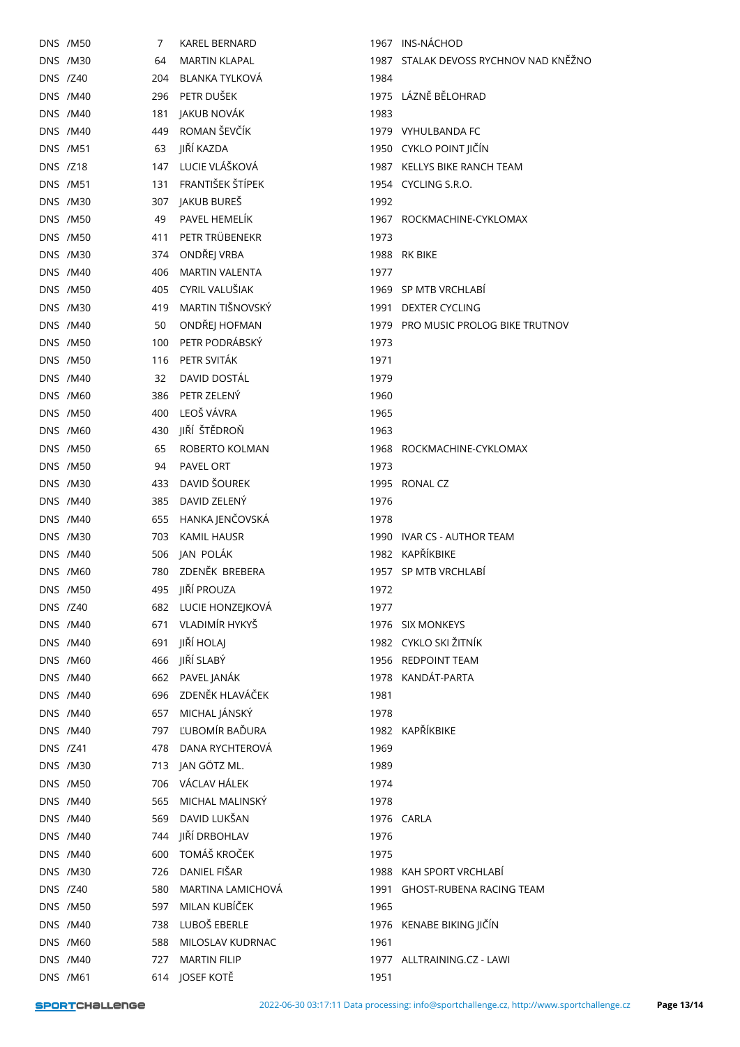| | | | | | |
|---|---|---|---|---|---|
| DNS | /M50 | 7 | KAREL BERNARD | 1967 | INS-NÁCHOD |
| DNS | /M30 | 64 | MARTIN KLAPAL | 1987 | STALAK DEVOSS RYCHNOV NAD KNĚŽNO |
| DNS | /Z40 | 204 | BLANKA TYLKOVÁ | 1984 | |
| DNS | /M40 | 296 | PETR DUŠEK | 1975 | LÁZNĚ BĚLOHRAD |
| DNS | /M40 | 181 | JAKUB NOVÁK | 1983 | |
| DNS | /M40 | 449 | ROMAN ŠEVČÍK | 1979 | VYHULBANDA FC |
| DNS | /M51 | 63 | JIŘÍ KAZDA | 1950 | CYKLO POINT JIČÍN |
| DNS | /Z18 | 147 | LUCIE VLÁŠKOVÁ | 1987 | KELLYS BIKE RANCH TEAM |
| DNS | /M51 | 131 | FRANTIŠEK ŠTÍPEK | 1954 | CYCLING S.R.O. |
| DNS | /M30 | 307 | JAKUB BUREŠ | 1992 | |
| DNS | /M50 | 49 | PAVEL HEMELÍK | 1967 | ROCKMACHINE-CYKLOMAX |
| DNS | /M50 | 411 | PETR TRÜBENEKR | 1973 | |
| DNS | /M30 | 374 | ONDŘEJ VRBA | 1988 | RK BIKE |
| DNS | /M40 | 406 | MARTIN VALENTA | 1977 | |
| DNS | /M50 | 405 | CYRIL VALUŠIAK | 1969 | SP MTB VRCHLABÍ |
| DNS | /M30 | 419 | MARTIN TIŠNOVSKÝ | 1991 | DEXTER CYCLING |
| DNS | /M40 | 50 | ONDŘEJ HOFMAN | 1979 | PRO MUSIC PROLOG BIKE TRUTNOV |
| DNS | /M50 | 100 | PETR PODRÁBSKÝ | 1973 | |
| DNS | /M50 | 116 | PETR SVITÁK | 1971 | |
| DNS | /M40 | 32 | DAVID DOSTÁL | 1979 | |
| DNS | /M60 | 386 | PETR ZELENÝ | 1960 | |
| DNS | /M50 | 400 | LEOŠ VÁVRA | 1965 | |
| DNS | /M60 | 430 | JIŘÍ ŠTĚDROŇ | 1963 | |
| DNS | /M50 | 65 | ROBERTO KOLMAN | 1968 | ROCKMACHINE-CYKLOMAX |
| DNS | /M50 | 94 | PAVEL ORT | 1973 | |
| DNS | /M30 | 433 | DAVID ŠOUREK | 1995 | RONAL CZ |
| DNS | /M40 | 385 | DAVID ZELENÝ | 1976 | |
| DNS | /M40 | 655 | HANKA JENČOVSKÁ | 1978 | |
| DNS | /M30 | 703 | KAMIL HAUSR | 1990 | IVAR CS - AUTHOR TEAM |
| DNS | /M40 | 506 | JAN POLÁK | 1982 | KAPŘÍKBIKE |
| DNS | /M60 | 780 | ZDENĚK BREBERA | 1957 | SP MTB VRCHLABÍ |
| DNS | /M50 | 495 | JIŘÍ PROUZA | 1972 | |
| DNS | /Z40 | 682 | LUCIE HONZEJKOVÁ | 1977 | |
| DNS | /M40 | 671 | VLADIMÍR HYKYŠ | 1976 | SIX MONKEYS |
| DNS | /M40 | 691 | JIŘÍ HOLAJ | 1982 | CYKLO SKI ŽITNÍK |
| DNS | /M60 | 466 | JIŘÍ SLABÝ | 1956 | REDPOINT TEAM |
| DNS | /M40 | 662 | PAVEL JANÁK | 1978 | KANDÁT-PARTA |
| DNS | /M40 | 696 | ZDENĚK HLAVÁČEK | 1981 | |
| DNS | /M40 | 657 | MICHAL JÁNSKÝ | 1978 | |
| DNS | /M40 | 797 | ĽUBOMÍR BAĎURA | 1982 | KAPŘÍKBIKE |
| DNS | /Z41 | 478 | DANA RYCHTEROVÁ | 1969 | |
| DNS | /M30 | 713 | JAN GÖTZ ML. | 1989 | |
| DNS | /M50 | 706 | VÁCLAV HÁLEK | 1974 | |
| DNS | /M40 | 565 | MICHAL MALINSKÝ | 1978 | |
| DNS | /M40 | 569 | DAVID LUKŠAN | 1976 | CARLA |
| DNS | /M40 | 744 | JIŘÍ DRBOHLAV | 1976 | |
| DNS | /M40 | 600 | TOMÁŠ KROČEK | 1975 | |
| DNS | /M30 | 726 | DANIEL FIŠAR | 1988 | KAH SPORT VRCHLABÍ |
| DNS | /Z40 | 580 | MARTINA LAMICHOVÁ | 1991 | GHOST-RUBENA RACING TEAM |
| DNS | /M50 | 597 | MILAN KUBÍČEK | 1965 | |
| DNS | /M40 | 738 | LUBOŠ EBERLE | 1976 | KENABE BIKING JIČÍN |
| DNS | /M60 | 588 | MILOSLAV KUDRNAC | 1961 | |
| DNS | /M40 | 727 | MARTIN FILIP | 1977 | ALLTRAINING.CZ - LAWI |
| DNS | /M61 | 614 | JOSEF KOTĚ | 1951 | |

2022-06-30 03:17:11 Data processing: info@sportchallenge.cz, http://www.sportchallenge.cz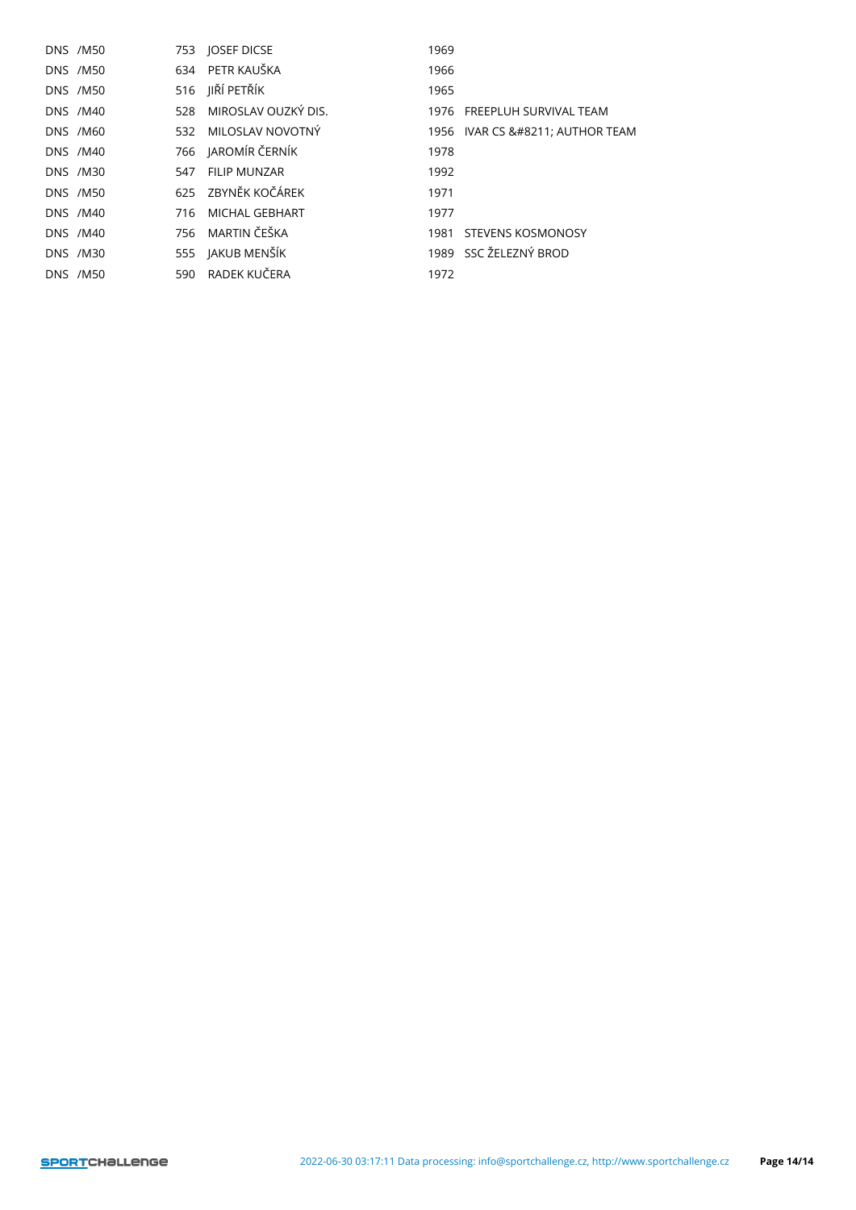| | | | | |
|---|---|---|---|---|
| DNS /M50 | 753 | JOSEF DICSE | 1969 | |
| DNS /M50 | 634 | PETR KAUŠKA | 1966 | |
| DNS /M50 | 516 | JIŘÍ PETŘÍK | 1965 | |
| DNS /M40 | 528 | MIROSLAV OUZKÝ DIS. | 1976 | FREEPLUH SURVIVAL TEAM |
| DNS /M60 | 532 | MILOSLAV NOVOTNÝ | 1956 | IVAR CS &#8211; AUTHOR TEAM |
| DNS /M40 | 766 | JAROMÍR ČERNÍK | 1978 | |
| DNS /M30 | 547 | FILIP MUNZAR | 1992 | |
| DNS /M50 | 625 | ZBYNĚK KOČÁREK | 1971 | |
| DNS /M40 | 716 | MICHAL GEBHART | 1977 | |
| DNS /M40 | 756 | MARTIN ČEŠKA | 1981 | STEVENS KOSMONOSY |
| DNS /M30 | 555 | JAKUB MENŠÍK | 1989 | SSC ŽELEZNÝ BROD |
| DNS /M50 | 590 | RADEK KUČERA | 1972 | |